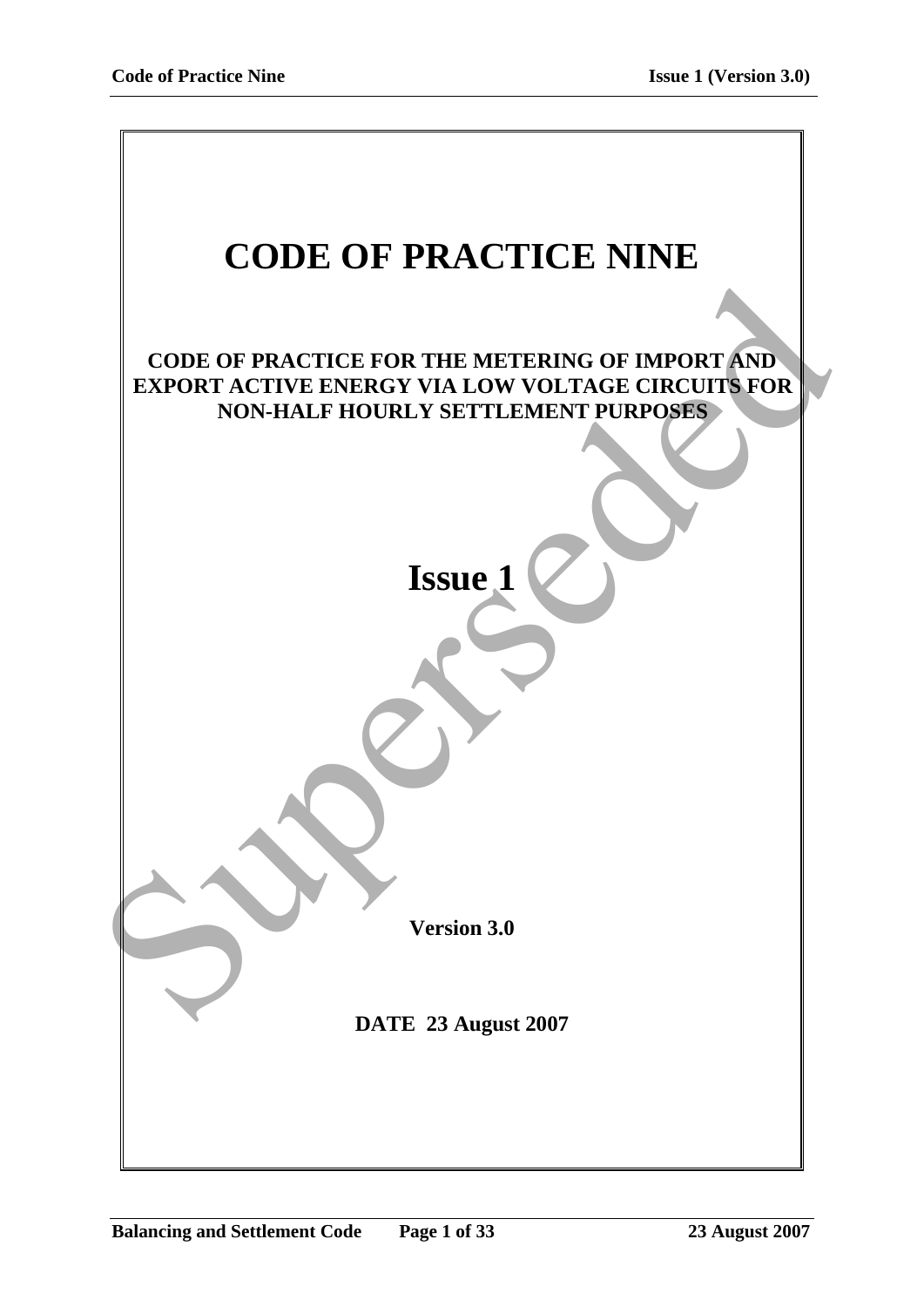# CODE OF PRACTICE NINE

## CODE OF PRACTICE FOR THE METERING OF IMPORT AND EXPORT ACTIVE ENERGY VIA LOW VOLTAGE CIRCUITS FOR NON-HALF HOURLY SETTLEMENT PURPOSES

# Issue 1

**Version 3.0**

**DATE 23 August 2007**

Superseded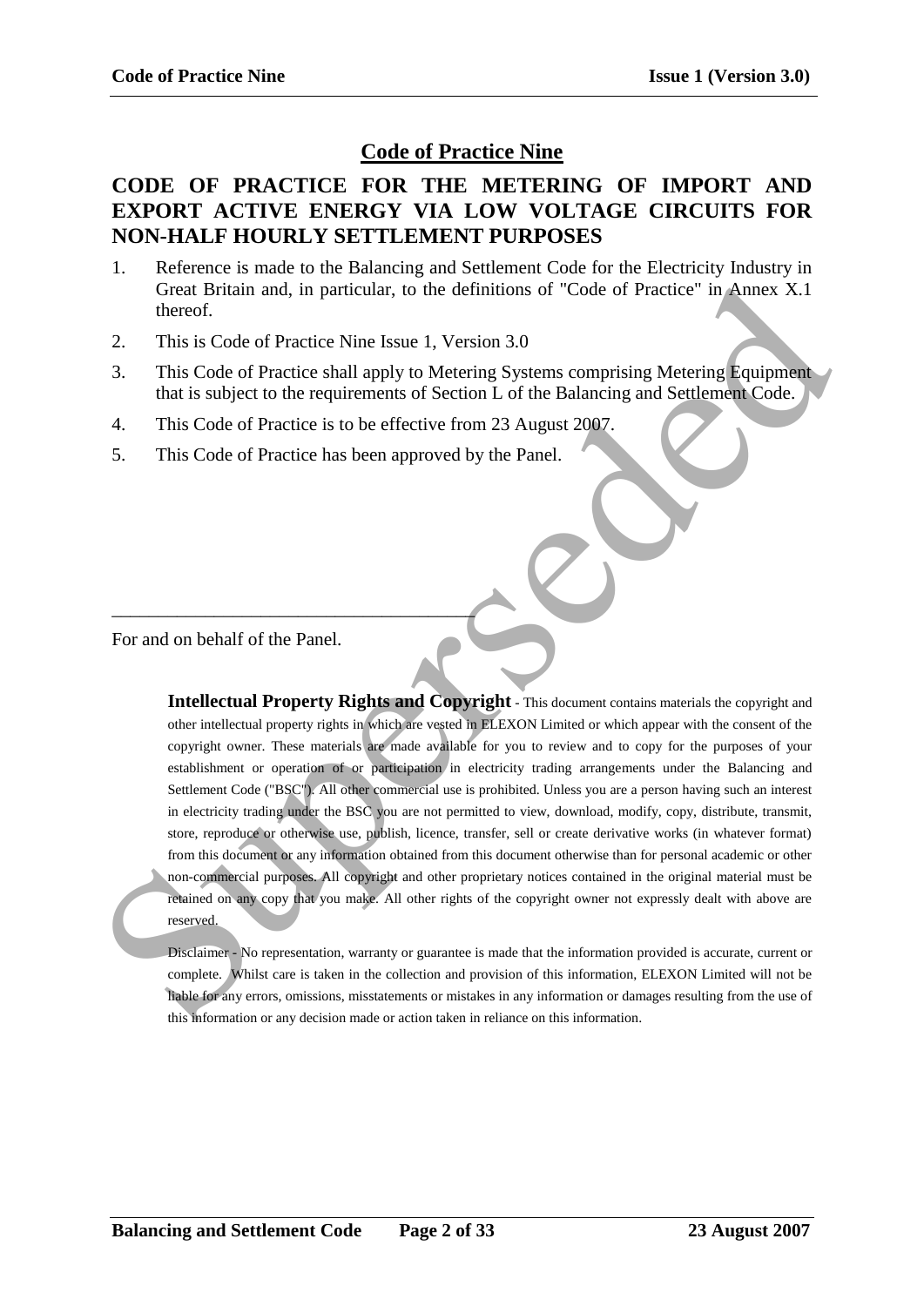# Code of Practice Nine

## CODE OF PRACTICE FOR THE METERING OF IMPORT AND EXPORT ACTIVE ENERGY VIA LOW VOLTAGE CIRCUITS FOR NON-HALF HOURLY SETTLEMENT PURPOSES

1. Reference is made to the Balancing and Settlement Code for the Electricity Industry in Great Britain and, in particular, to the definitions of "Code of Practice" in Annex X.1 thereof.
2. This is Code of Practice Nine Issue 1, Version 3.0
3. This Code of Practice shall apply to Metering Systems comprising Metering Equipment that is subject to the requirements of Section L of the Balancing and Settlement Code.
4. This Code of Practice is to be effective from 23 August 2007.
5. This Code of Practice has been approved by the Panel.

______________________________________

For and on behalf of the Panel.

**Intellectual Property Rights and Copyright** - This document contains materials the copyright and other intellectual property rights in which are vested in ELEXON Limited or which appear with the consent of the copyright owner. These materials are made available for you to review and to copy for the purposes of your establishment or operation of or participation in electricity trading arrangements under the Balancing and Settlement Code ("BSC"). All other commercial use is prohibited. Unless you are a person having such an interest in electricity trading under the BSC you are not permitted to view, download, modify, copy, distribute, transmit, store, reproduce or otherwise use, publish, licence, transfer, sell or create derivative works (in whatever format) from this document or any information obtained from this document otherwise than for personal academic or other non-commercial purposes. All copyright and other proprietary notices contained in the original material must be retained on any copy that you make. All other rights of the copyright owner not expressly dealt with above are reserved.

Disclaimer - No representation, warranty or guarantee is made that the information provided is accurate, current or complete. Whilst care is taken in the collection and provision of this information, ELEXON Limited will not be liable for any errors, omissions, misstatements or mistakes in any information or damages resulting from the use of this information or any decision made or action taken in reliance on this information.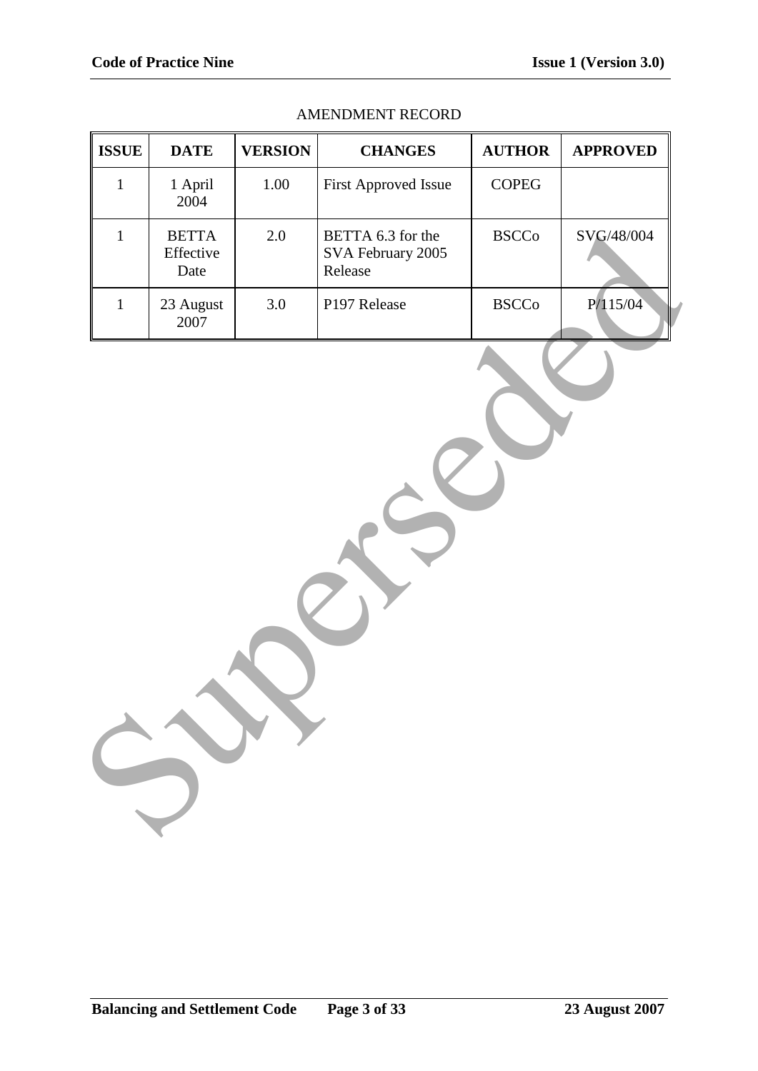AMENDMENT RECORD

| ISSUE | DATE | VERSION | CHANGES | AUTHOR | APPROVED |
|---|---|---|---|---|---|
| 1 | 1 April 2004 | 1.00 | First Approved Issue | COPEG | |
| 1 | BETTA Effective Date | 2.0 | BETTA 6.3 for the SVA February 2005 Release | BSCCo | SVG/48/004 |
| 1 | 23 August 2007 | 3.0 | P197 Release | BSCCo | P/115/04 |

Superseded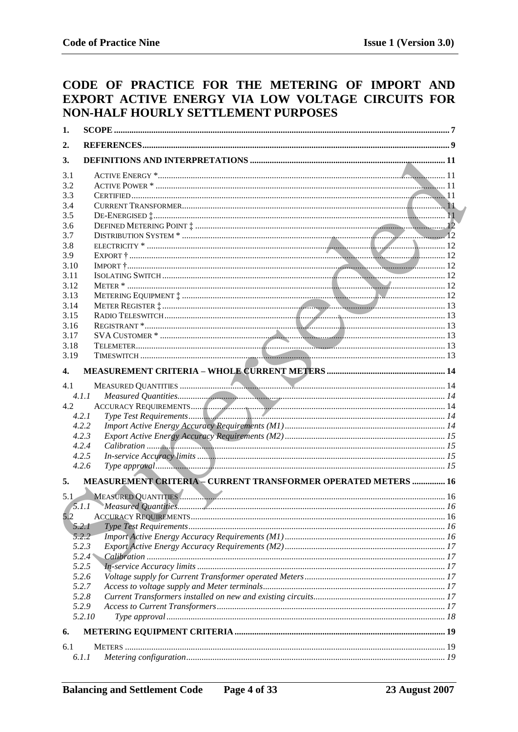# CODE OF PRACTICE FOR THE METERING OF IMPORT AND EXPORT ACTIVE ENERGY VIA LOW VOLTAGE CIRCUITS FOR NON-HALF HOURLY SETTLEMENT PURPOSES

| | | |
|---|---|---|
| **1.** | **SCOPE** | **7** |
| **2.** | **REFERENCES** | **9** |
| **3.** | **DEFINITIONS AND INTERPRETATIONS** | **11** |
| 3.1 | ACTIVE ENERGY * | 11 |
| 3.2 | ACTIVE POWER * | 11 |
| 3.3 | CERTIFIED | 11 |
| 3.4 | CURRENT TRANSFORMER | 11 |
| 3.5 | DE-ENERGISED ‡ | 11 |
| 3.6 | DEFINED METERING POINT ‡ | 12 |
| 3.7 | DISTRIBUTION SYSTEM * | 12 |
| 3.8 | ELECTRICITY * | 12 |
| 3.9 | EXPORT † | 12 |
| 3.10 | IMPORT † | 12 |
| 3.11 | ISOLATING SWITCH | 12 |
| 3.12 | METER * | 12 |
| 3.13 | METERING EQUIPMENT ‡ | 12 |
| 3.14 | METER REGISTER ‡ | 13 |
| 3.15 | RADIO TELESWITCH | 13 |
| 3.16 | REGISTRANT * | 13 |
| 3.17 | SVA CUSTOMER * | 13 |
| 3.18 | TELEMETER | 13 |
| 3.19 | TIMESWITCH | 13 |
| **4.** | **MEASUREMENT CRITERIA – WHOLE CURRENT METERS** | **14** |
| 4.1 | MEASURED QUANTITIES | 14 |
| *4.1.1* | *Measured Quantities* | *14* |
| 4.2 | ACCURACY REQUIREMENTS | 14 |
| *4.2.1* | *Type Test Requirements* | *14* |
| *4.2.2* | *Import Active Energy Accuracy Requirements (M1)* | *14* |
| *4.2.3* | *Export Active Energy Accuracy Requirements (M2)* | *15* |
| *4.2.4* | *Calibration* | *15* |
| *4.2.5* | *In-service Accuracy limits* | *15* |
| *4.2.6* | *Type approval* | *15* |
| **5.** | **MEASUREMENT CRITERIA – CURRENT TRANSFORMER OPERATED METERS** | **16** |
| 5.1 | MEASURED QUANTITIES | 16 |
| *5.1.1* | *Measured Quantities* | *16* |
| 5.2 | ACCURACY REQUIREMENTS | 16 |
| *5.2.1* | *Type Test Requirements* | *16* |
| *5.2.2* | *Import Active Energy Accuracy Requirements (M1)* | *16* |
| *5.2.3* | *Export Active Energy Accuracy Requirements (M2)* | *17* |
| *5.2.4* | *Calibration* | *17* |
| *5.2.5* | *In-service Accuracy limits* | *17* |
| *5.2.6* | *Voltage supply for Current Transformer operated Meters* | *17* |
| *5.2.7* | *Access to voltage supply and Meter terminals* | *17* |
| *5.2.8* | *Current Transformers installed on new and existing circuits* | *17* |
| *5.2.9* | *Access to Current Transformers* | *17* |
| *5.2.10* | *Type approval* | *18* |
| **6.** | **METERING EQUIPMENT CRITERIA** | **19** |
| 6.1 | METERS | 19 |
| *6.1.1* | *Metering configuration* | *19* |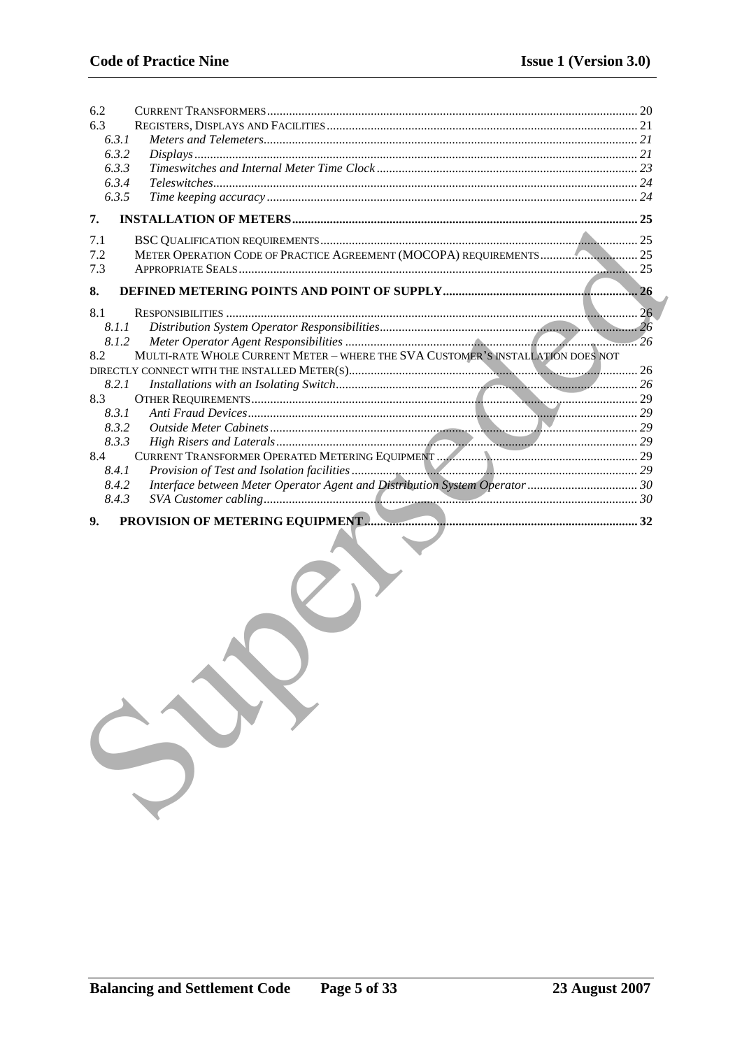6.2 Current Transformers ..... 20
6.3 Registers, Displays and Facilities ..... 21
  6.3.1 *Meters and Telemeters* ..... 21
  6.3.2 *Displays* ..... 21
  6.3.3 *Timeswitches and Internal Meter Time Clock* ..... 23
  6.3.4 *Teleswitches* ..... 24
  6.3.5 *Time keeping accuracy* ..... 24

**7. INSTALLATION OF METERS ..... 25**

7.1 BSC Qualification requirements ..... 25
7.2 Meter Operation Code of Practice Agreement (MOCOPA) requirements ..... 25
7.3 Appropriate Seals ..... 25

**8. DEFINED METERING POINTS AND POINT OF SUPPLY ..... 26**

8.1 Responsibilities ..... 26
  8.1.1 *Distribution System Operator Responsibilities* ..... 26
  8.1.2 *Meter Operator Agent Responsibilities* ..... 26
8.2 Multi-rate Whole Current Meter – where the SVA Customer's installation does not directly connect with the installed Meter(s) ..... 26
  8.2.1 *Installations with an Isolating Switch* ..... 26
8.3 Other Requirements ..... 29
  8.3.1 *Anti Fraud Devices* ..... 29
  8.3.2 *Outside Meter Cabinets* ..... 29
  8.3.3 *High Risers and Laterals* ..... 29
8.4 Current Transformer Operated Metering Equipment ..... 29
  8.4.1 *Provision of Test and Isolation facilities* ..... 29
  8.4.2 *Interface between Meter Operator Agent and Distribution System Operator* ..... 30
  8.4.3 *SVA Customer cabling* ..... 30

**9. PROVISION OF METERING EQUIPMENT ..... 32**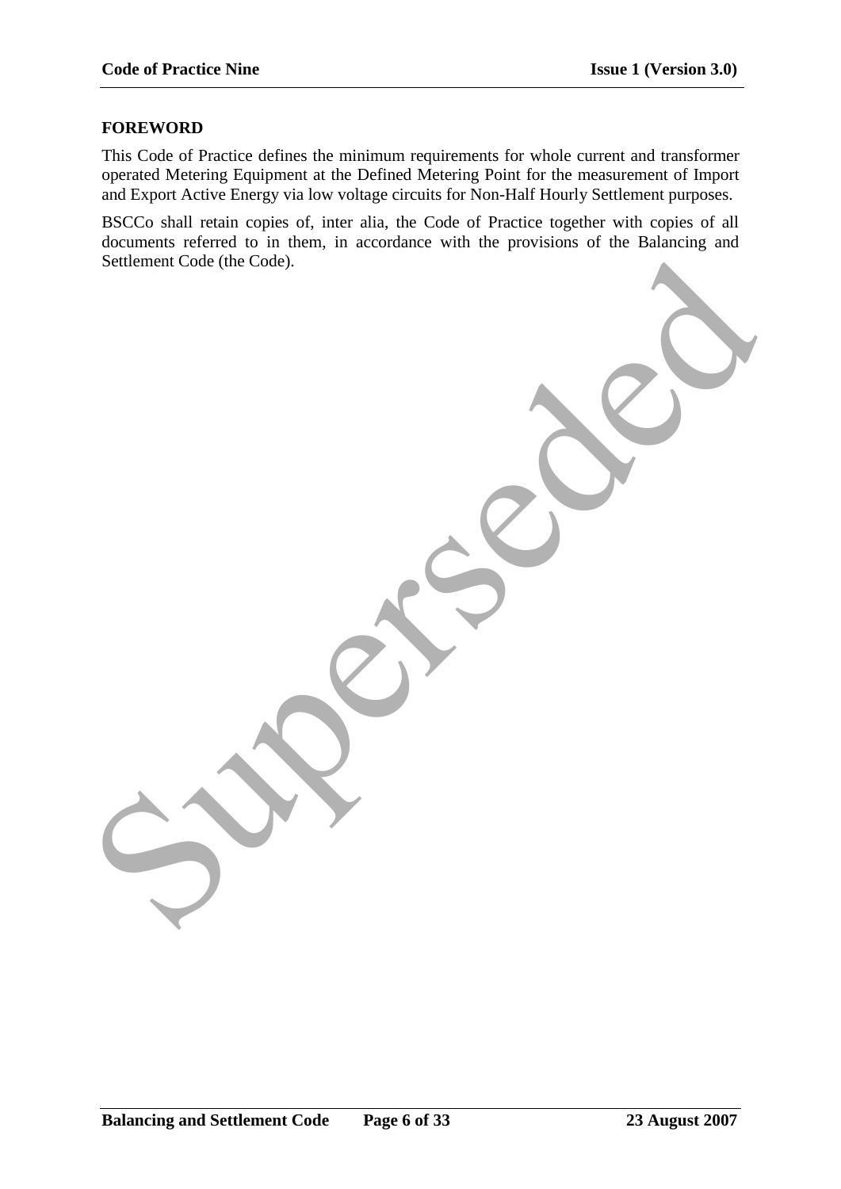## FOREWORD

This Code of Practice defines the minimum requirements for whole current and transformer operated Metering Equipment at the Defined Metering Point for the measurement of Import and Export Active Energy via low voltage circuits for Non-Half Hourly Settlement purposes.

BSCCo shall retain copies of, inter alia, the Code of Practice together with copies of all documents referred to in them, in accordance with the provisions of the Balancing and Settlement Code (the Code).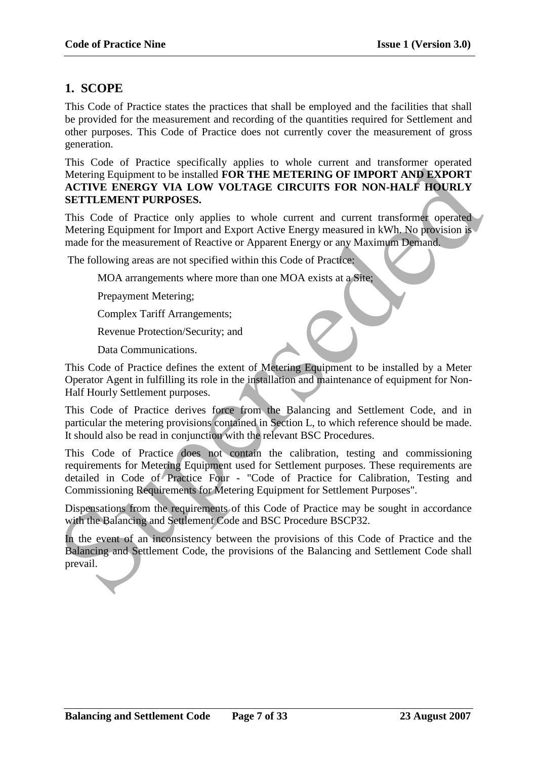## 1. SCOPE

This Code of Practice states the practices that shall be employed and the facilities that shall be provided for the measurement and recording of the quantities required for Settlement and other purposes. This Code of Practice does not currently cover the measurement of gross generation.

This Code of Practice specifically applies to whole current and transformer operated Metering Equipment to be installed **FOR THE METERING OF IMPORT AND EXPORT ACTIVE ENERGY VIA LOW VOLTAGE CIRCUITS FOR NON-HALF HOURLY SETTLEMENT PURPOSES.**

This Code of Practice only applies to whole current and current transformer operated Metering Equipment for Import and Export Active Energy measured in kWh. No provision is made for the measurement of Reactive or Apparent Energy or any Maximum Demand.

The following areas are not specified within this Code of Practice:

MOA arrangements where more than one MOA exists at a Site;

Prepayment Metering;

Complex Tariff Arrangements;

Revenue Protection/Security; and

Data Communications.

This Code of Practice defines the extent of Metering Equipment to be installed by a Meter Operator Agent in fulfilling its role in the installation and maintenance of equipment for Non-Half Hourly Settlement purposes.

This Code of Practice derives force from the Balancing and Settlement Code, and in particular the metering provisions contained in Section L, to which reference should be made. It should also be read in conjunction with the relevant BSC Procedures.

This Code of Practice does not contain the calibration, testing and commissioning requirements for Metering Equipment used for Settlement purposes. These requirements are detailed in Code of Practice Four - "Code of Practice for Calibration, Testing and Commissioning Requirements for Metering Equipment for Settlement Purposes".

Dispensations from the requirements of this Code of Practice may be sought in accordance with the Balancing and Settlement Code and BSC Procedure BSCP32.

In the event of an inconsistency between the provisions of this Code of Practice and the Balancing and Settlement Code, the provisions of the Balancing and Settlement Code shall prevail.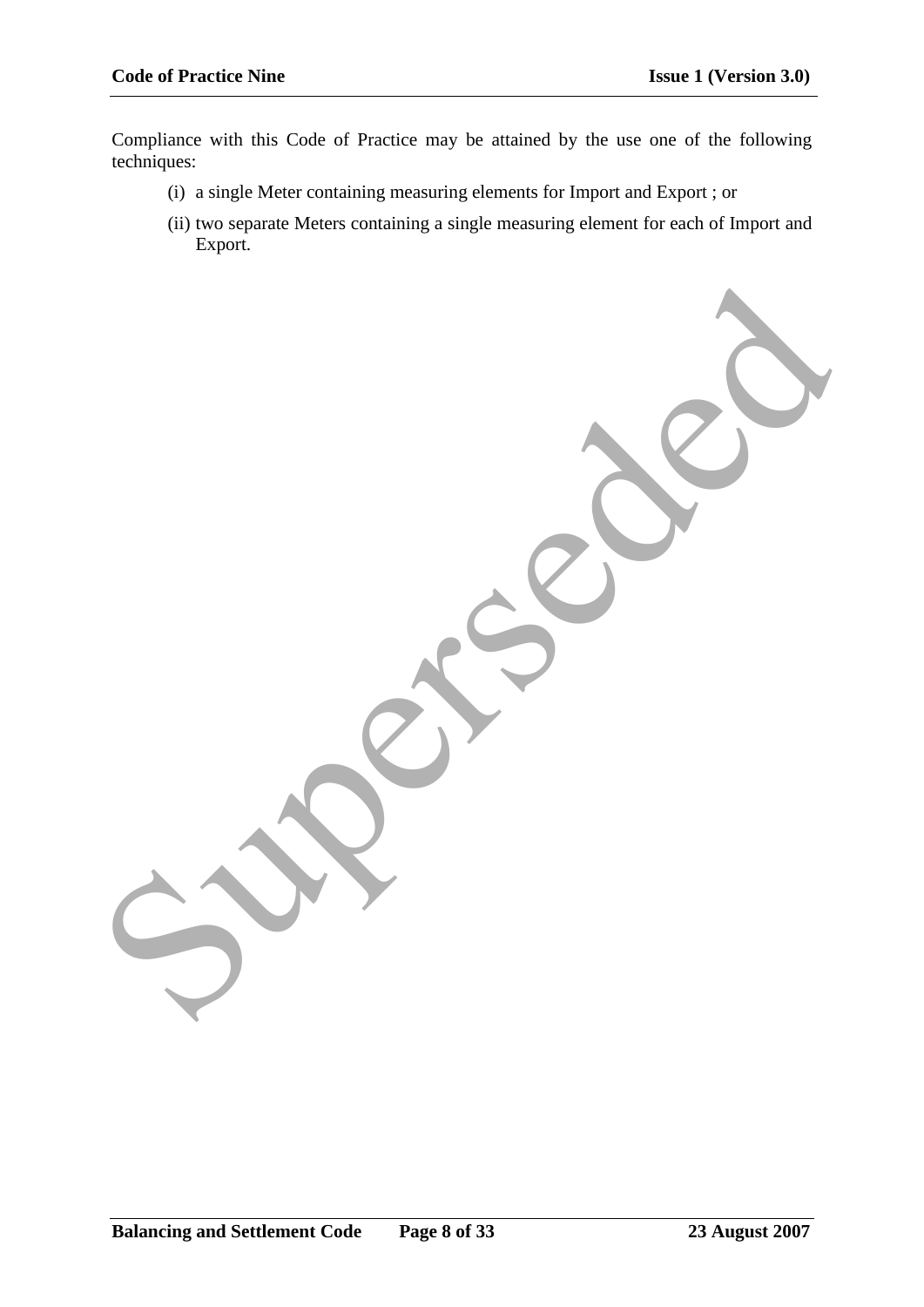Compliance with this Code of Practice may be attained by the use one of the following techniques:

(i) a single Meter containing measuring elements for Import and Export ; or

(ii) two separate Meters containing a single measuring element for each of Import and Export.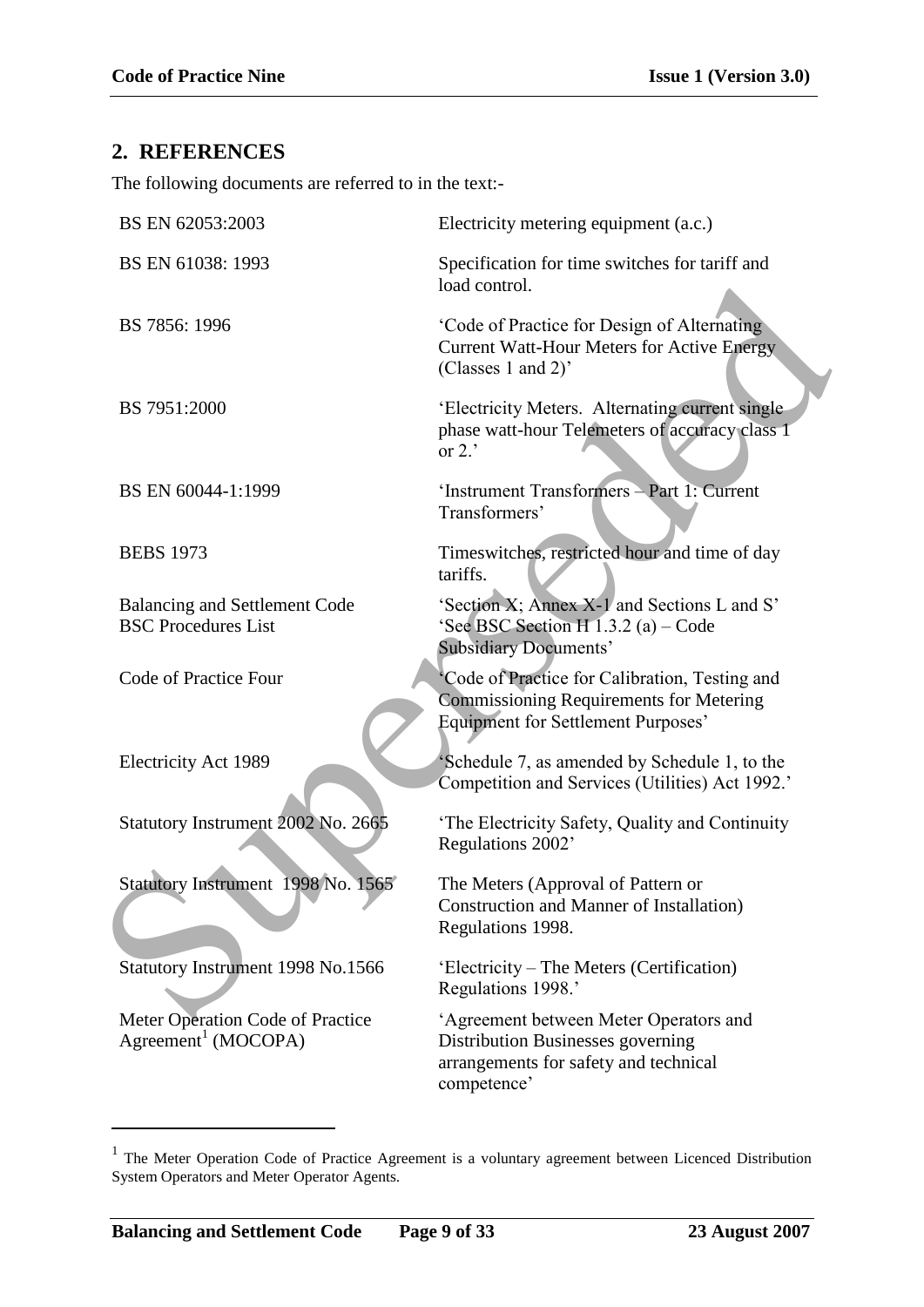## 2. REFERENCES

The following documents are referred to in the text:-

| | |
|---|---|
| BS EN 62053:2003 | Electricity metering equipment (a.c.) |
| BS EN 61038: 1993 | Specification for time switches for tariff and load control. |
| BS 7856: 1996 | 'Code of Practice for Design of Alternating Current Watt-Hour Meters for Active Energy (Classes 1 and 2)' |
| BS 7951:2000 | 'Electricity Meters. Alternating current single phase watt-hour Telemeters of accuracy class 1 or 2.' |
| BS EN 60044-1:1999 | 'Instrument Transformers – Part 1: Current Transformers' |
| BEBS 1973 | Timeswitches, restricted hour and time of day tariffs. |
| Balancing and Settlement Code | 'Section X; Annex X-1 and Sections L and S' |
| BSC Procedures List | 'See BSC Section H 1.3.2 (a) – Code Subsidiary Documents' |
| Code of Practice Four | 'Code of Practice for Calibration, Testing and Commissioning Requirements for Metering Equipment for Settlement Purposes' |
| Electricity Act 1989 | 'Schedule 7, as amended by Schedule 1, to the Competition and Services (Utilities) Act 1992.' |
| Statutory Instrument 2002 No. 2665 | 'The Electricity Safety, Quality and Continuity Regulations 2002' |
| Statutory Instrument 1998 No. 1565 | The Meters (Approval of Pattern or Construction and Manner of Installation) Regulations 1998. |
| Statutory Instrument 1998 No.1566 | 'Electricity – The Meters (Certification) Regulations 1998.' |
| Meter Operation Code of Practice Agreement[1] (MOCOPA) | 'Agreement between Meter Operators and Distribution Businesses governing arrangements for safety and technical competence' |

[1] The Meter Operation Code of Practice Agreement is a voluntary agreement between Licenced Distribution System Operators and Meter Operator Agents.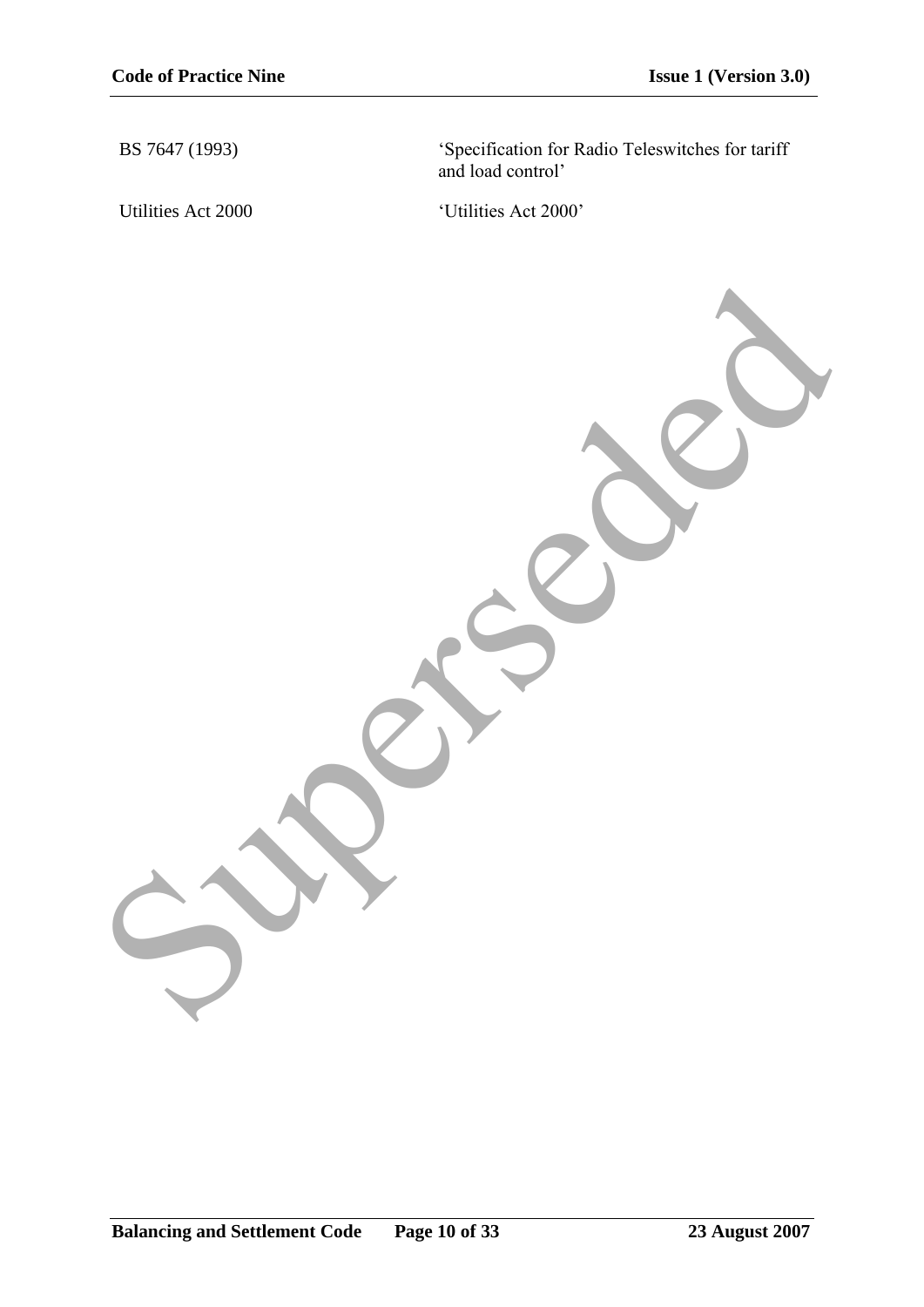| | |
|---|---|
| BS 7647 (1993) | 'Specification for Radio Teleswitches for tariff and load control' |
| Utilities Act 2000 | 'Utilities Act 2000' |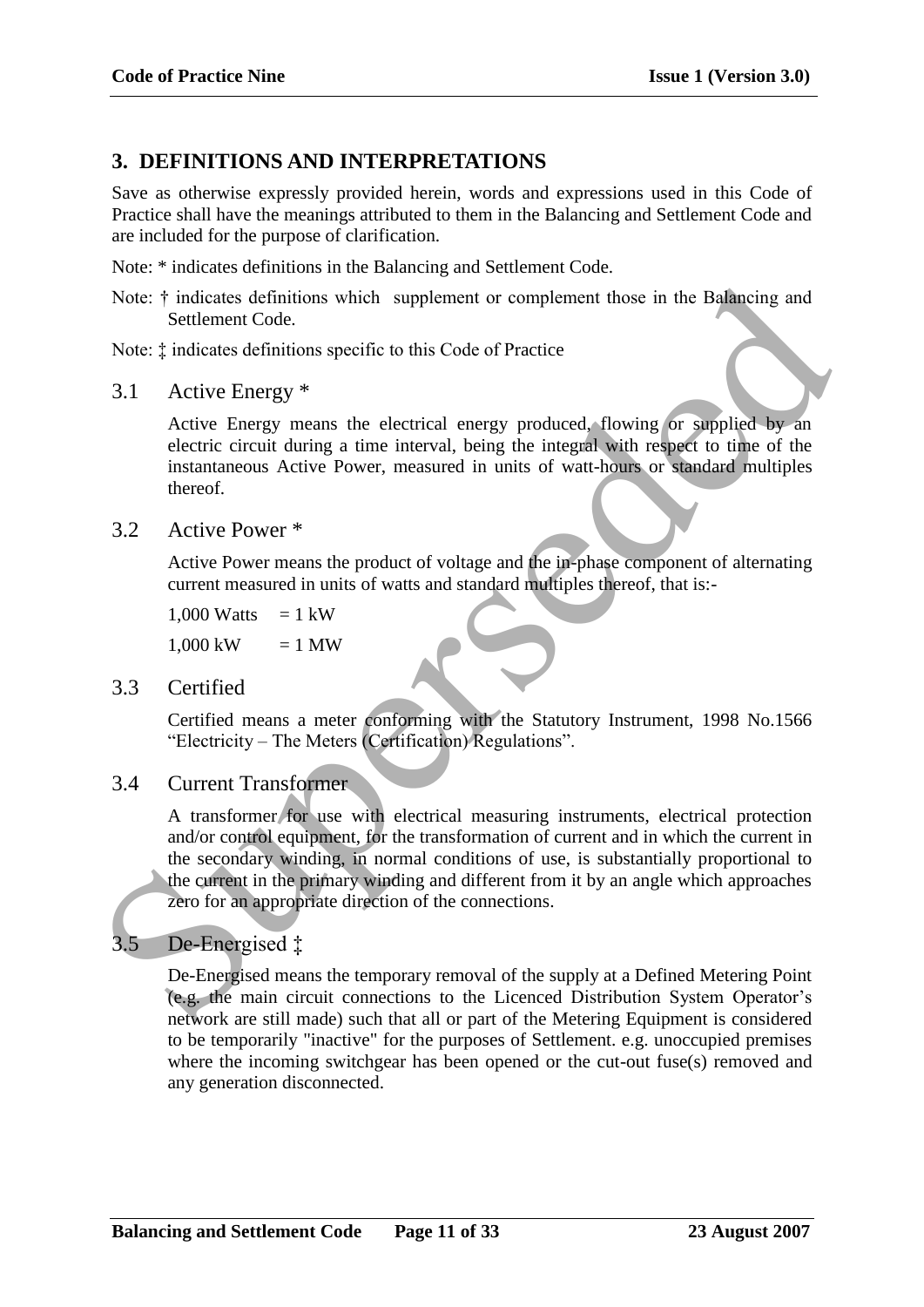## 3. DEFINITIONS AND INTERPRETATIONS

Save as otherwise expressly provided herein, words and expressions used in this Code of Practice shall have the meanings attributed to them in the Balancing and Settlement Code and are included for the purpose of clarification.

Note: * indicates definitions in the Balancing and Settlement Code.

Note: † indicates definitions which supplement or complement those in the Balancing and Settlement Code.

Note: ‡ indicates definitions specific to this Code of Practice

### 3.1 Active Energy *

Active Energy means the electrical energy produced, flowing or supplied by an electric circuit during a time interval, being the integral with respect to time of the instantaneous Active Power, measured in units of watt-hours or standard multiples thereof.

### 3.2 Active Power *

Active Power means the product of voltage and the in-phase component of alternating current measured in units of watts and standard multiples thereof, that is:-

1,000 Watts = 1 kW

1,000 kW = 1 MW

### 3.3 Certified

Certified means a meter conforming with the Statutory Instrument, 1998 No.1566 "Electricity – The Meters (Certification) Regulations".

### 3.4 Current Transformer

A transformer for use with electrical measuring instruments, electrical protection and/or control equipment, for the transformation of current and in which the current in the secondary winding, in normal conditions of use, is substantially proportional to the current in the primary winding and different from it by an angle which approaches zero for an appropriate direction of the connections.

### 3.5 De-Energised ‡

De-Energised means the temporary removal of the supply at a Defined Metering Point (e.g. the main circuit connections to the Licenced Distribution System Operator's network are still made) such that all or part of the Metering Equipment is considered to be temporarily "inactive" for the purposes of Settlement. e.g. unoccupied premises where the incoming switchgear has been opened or the cut-out fuse(s) removed and any generation disconnected.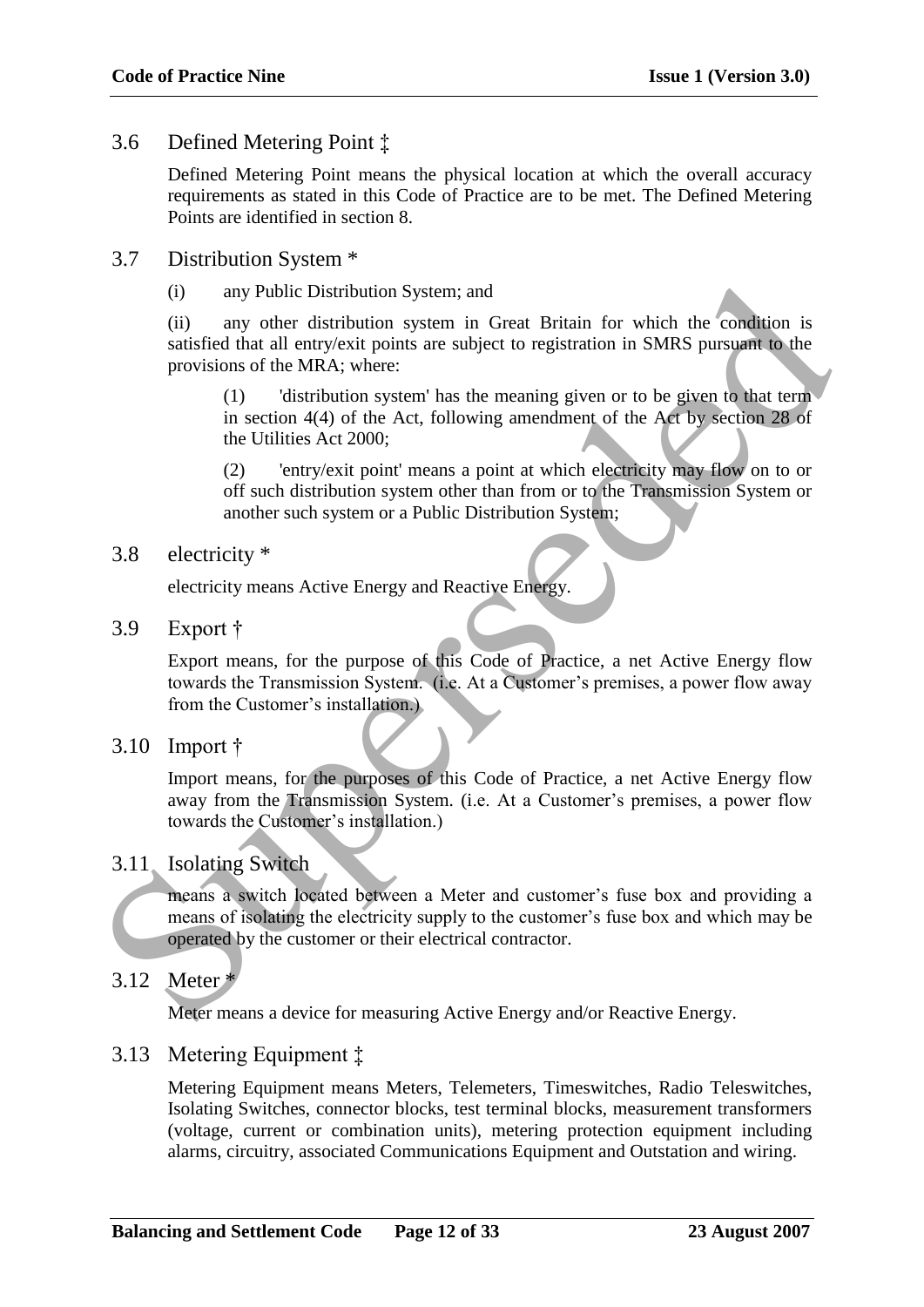## 3.6 Defined Metering Point ‡

Defined Metering Point means the physical location at which the overall accuracy requirements as stated in this Code of Practice are to be met. The Defined Metering Points are identified in section 8.

## 3.7 Distribution System *

(i) any Public Distribution System; and

(ii) any other distribution system in Great Britain for which the condition is satisfied that all entry/exit points are subject to registration in SMRS pursuant to the provisions of the MRA; where:

> (1) 'distribution system' has the meaning given or to be given to that term in section 4(4) of the Act, following amendment of the Act by section 28 of the Utilities Act 2000;
>
> (2) 'entry/exit point' means a point at which electricity may flow on to or off such distribution system other than from or to the Transmission System or another such system or a Public Distribution System;

## 3.8 electricity *

electricity means Active Energy and Reactive Energy.

## 3.9 Export †

Export means, for the purpose of this Code of Practice, a net Active Energy flow towards the Transmission System. (i.e. At a Customer's premises, a power flow away from the Customer's installation.)

## 3.10 Import †

Import means, for the purposes of this Code of Practice, a net Active Energy flow away from the Transmission System. (i.e. At a Customer's premises, a power flow towards the Customer's installation.)

## 3.11 Isolating Switch

means a switch located between a Meter and customer's fuse box and providing a means of isolating the electricity supply to the customer's fuse box and which may be operated by the customer or their electrical contractor.

## 3.12 Meter *

Meter means a device for measuring Active Energy and/or Reactive Energy.

## 3.13 Metering Equipment ‡

Metering Equipment means Meters, Telemeters, Timeswitches, Radio Teleswitches, Isolating Switches, connector blocks, test terminal blocks, measurement transformers (voltage, current or combination units), metering protection equipment including alarms, circuitry, associated Communications Equipment and Outstation and wiring.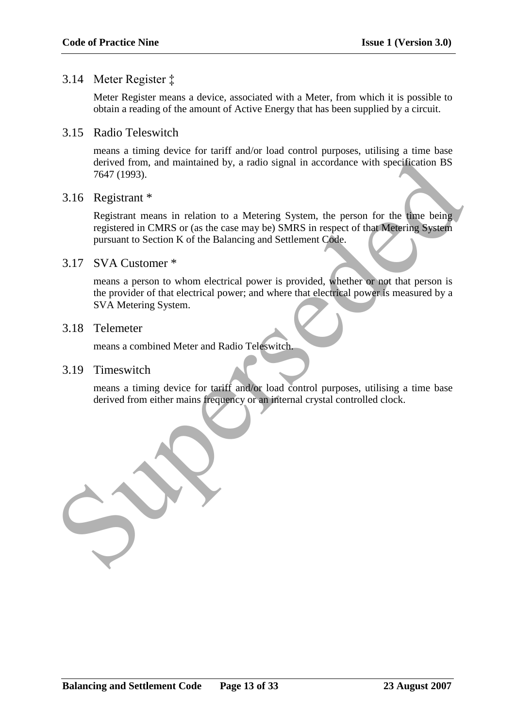## 3.14 Meter Register ‡

Meter Register means a device, associated with a Meter, from which it is possible to obtain a reading of the amount of Active Energy that has been supplied by a circuit.

## 3.15 Radio Teleswitch

means a timing device for tariff and/or load control purposes, utilising a time base derived from, and maintained by, a radio signal in accordance with specification BS 7647 (1993).

## 3.16 Registrant *

Registrant means in relation to a Metering System, the person for the time being registered in CMRS or (as the case may be) SMRS in respect of that Metering System pursuant to Section K of the Balancing and Settlement Code.

## 3.17 SVA Customer *

means a person to whom electrical power is provided, whether or not that person is the provider of that electrical power; and where that electrical power is measured by a SVA Metering System.

## 3.18 Telemeter

means a combined Meter and Radio Teleswitch.

## 3.19 Timeswitch

means a timing device for tariff and/or load control purposes, utilising a time base derived from either mains frequency or an internal crystal controlled clock.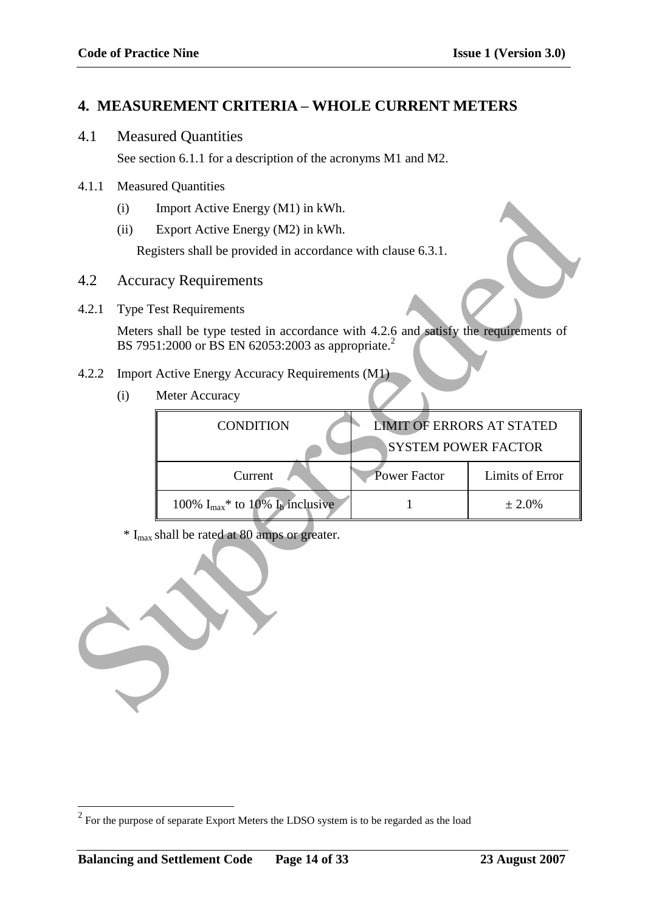## 4. MEASUREMENT CRITERIA – WHOLE CURRENT METERS

### 4.1 Measured Quantities

See section 6.1.1 for a description of the acronyms M1 and M2.

4.1.1 Measured Quantities

(i) Import Active Energy (M1) in kWh.

(ii) Export Active Energy (M2) in kWh.

Registers shall be provided in accordance with clause 6.3.1.

### 4.2 Accuracy Requirements

4.2.1 Type Test Requirements

Meters shall be type tested in accordance with 4.2.6 and satisfy the requirements of BS 7951:2000 or BS EN 62053:2003 as appropriate.[2]

4.2.2 Import Active Energy Accuracy Requirements (M1)

(i) Meter Accuracy

| CONDITION | LIMIT OF ERRORS AT STATED SYSTEM POWER FACTOR | |
|---|---|---|
| Current | Power Factor | Limits of Error |
| 100% $I_{max}$* to 10% $I_b$ inclusive | 1 | ± 2.0% |

\* $I_{max}$ shall be rated at 80 amps or greater.

---

[2] For the purpose of separate Export Meters the LDSO system is to be regarded as the load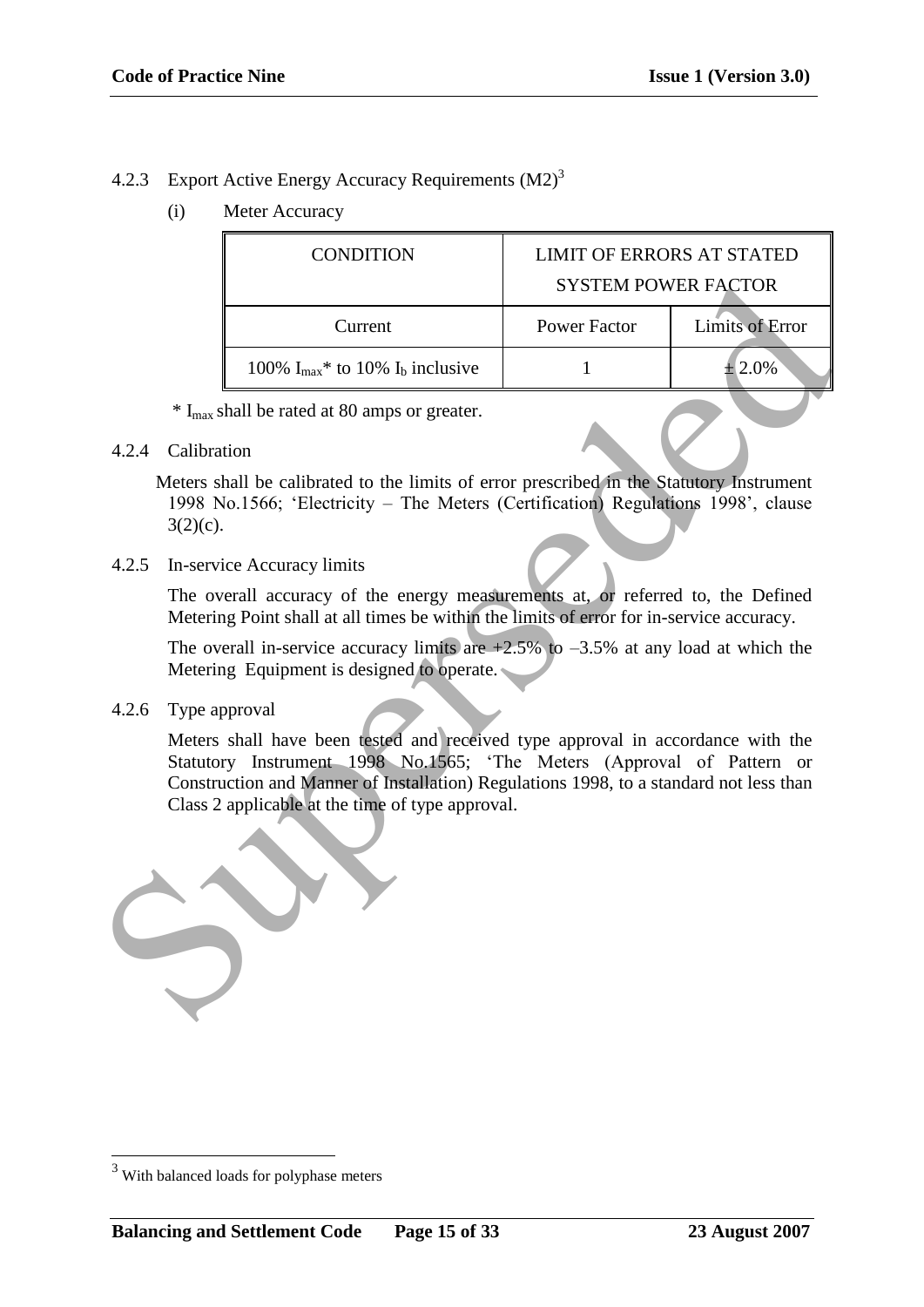4.2.3 Export Active Energy Accuracy Requirements (M2)[3]

(i) Meter Accuracy

| CONDITION | LIMIT OF ERRORS AT STATED SYSTEM POWER FACTOR | |
|---|---|---|
| Current | Power Factor | Limits of Error |
| 100% $I_{max}$* to 10% $I_b$ inclusive | 1 | ± 2.0% |

\* $I_{max}$ shall be rated at 80 amps or greater.

4.2.4 Calibration

Meters shall be calibrated to the limits of error prescribed in the Statutory Instrument 1998 No.1566; 'Electricity – The Meters (Certification) Regulations 1998', clause 3(2)(c).

4.2.5 In-service Accuracy limits

The overall accuracy of the energy measurements at, or referred to, the Defined Metering Point shall at all times be within the limits of error for in-service accuracy.

The overall in-service accuracy limits are +2.5% to –3.5% at any load at which the Metering Equipment is designed to operate.

4.2.6 Type approval

Meters shall have been tested and received type approval in accordance with the Statutory Instrument 1998 No.1565; 'The Meters (Approval of Pattern or Construction and Manner of Installation) Regulations 1998, to a standard not less than Class 2 applicable at the time of type approval.

[3] With balanced loads for polyphase meters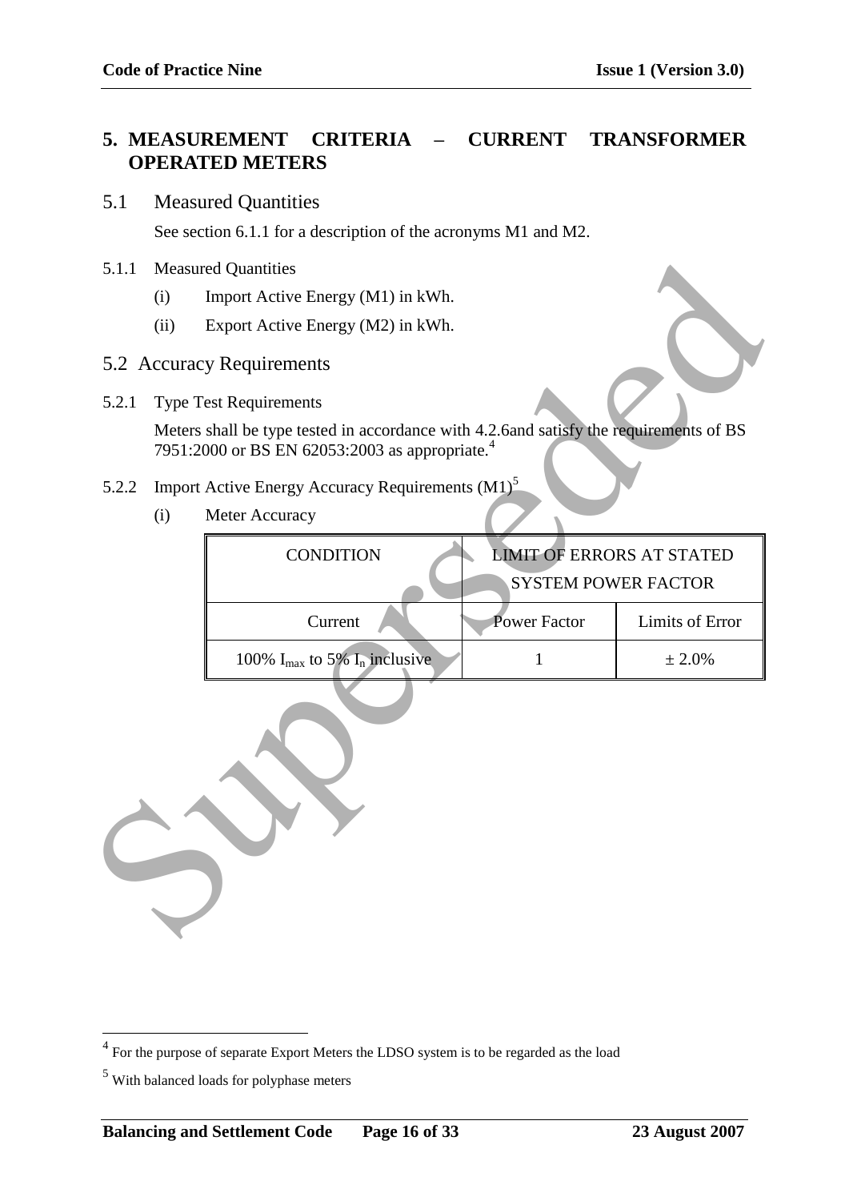# 5. MEASUREMENT CRITERIA – CURRENT TRANSFORMER OPERATED METERS

## 5.1 Measured Quantities

See section 6.1.1 for a description of the acronyms M1 and M2.

5.1.1 Measured Quantities

(i) Import Active Energy (M1) in kWh.

(ii) Export Active Energy (M2) in kWh.

## 5.2 Accuracy Requirements

5.2.1 Type Test Requirements

Meters shall be type tested in accordance with 4.2.6and satisfy the requirements of BS 7951:2000 or BS EN 62053:2003 as appropriate.[4]

5.2.2 Import Active Energy Accuracy Requirements (M1)[5]

(i) Meter Accuracy

| CONDITION | LIMIT OF ERRORS AT STATED SYSTEM POWER FACTOR | |
|---|---|---|
| Current | Power Factor | Limits of Error |
| 100% $I_{max}$ to 5% $I_n$ inclusive | 1 | ± 2.0% |

[4] For the purpose of separate Export Meters the LDSO system is to be regarded as the load

[5] With balanced loads for polyphase meters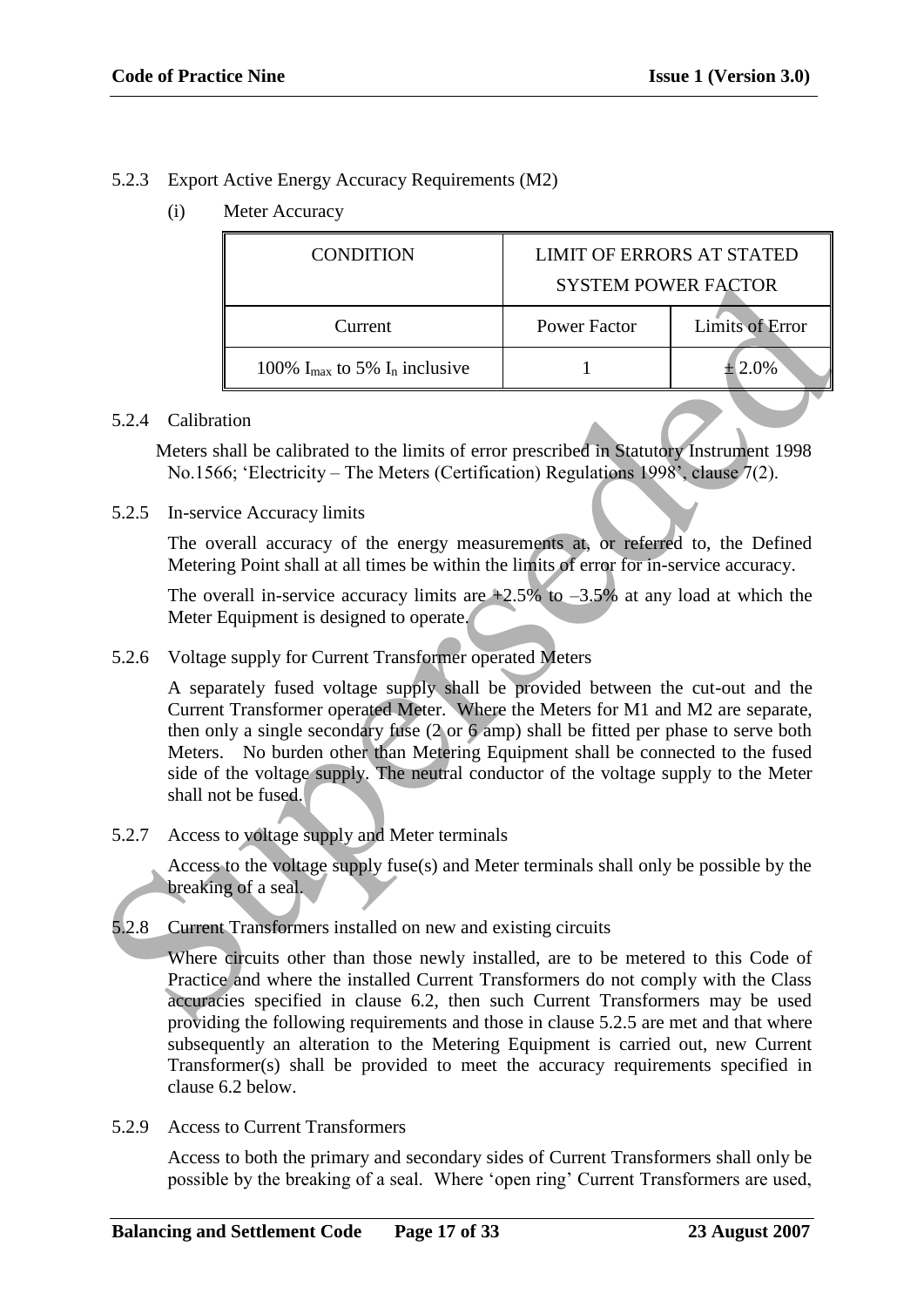5.2.3 Export Active Energy Accuracy Requirements (M2)

(i) Meter Accuracy

| CONDITION | LIMIT OF ERRORS AT STATED SYSTEM POWER FACTOR | |
|---|---|---|
| Current | Power Factor | Limits of Error |
| 100% $I_{max}$ to 5% $I_n$ inclusive | 1 | ± 2.0% |

5.2.4 Calibration

Meters shall be calibrated to the limits of error prescribed in Statutory Instrument 1998 No.1566; 'Electricity – The Meters (Certification) Regulations 1998', clause 7(2).

5.2.5 In-service Accuracy limits

The overall accuracy of the energy measurements at, or referred to, the Defined Metering Point shall at all times be within the limits of error for in-service accuracy.

The overall in-service accuracy limits are +2.5% to –3.5% at any load at which the Meter Equipment is designed to operate.

5.2.6 Voltage supply for Current Transformer operated Meters

A separately fused voltage supply shall be provided between the cut-out and the Current Transformer operated Meter. Where the Meters for M1 and M2 are separate, then only a single secondary fuse (2 or 6 amp) shall be fitted per phase to serve both Meters. No burden other than Metering Equipment shall be connected to the fused side of the voltage supply. The neutral conductor of the voltage supply to the Meter shall not be fused.

5.2.7 Access to voltage supply and Meter terminals

Access to the voltage supply fuse(s) and Meter terminals shall only be possible by the breaking of a seal.

5.2.8 Current Transformers installed on new and existing circuits

Where circuits other than those newly installed, are to be metered to this Code of Practice and where the installed Current Transformers do not comply with the Class accuracies specified in clause 6.2, then such Current Transformers may be used providing the following requirements and those in clause 5.2.5 are met and that where subsequently an alteration to the Metering Equipment is carried out, new Current Transformer(s) shall be provided to meet the accuracy requirements specified in clause 6.2 below.

5.2.9 Access to Current Transformers

Access to both the primary and secondary sides of Current Transformers shall only be possible by the breaking of a seal. Where 'open ring' Current Transformers are used,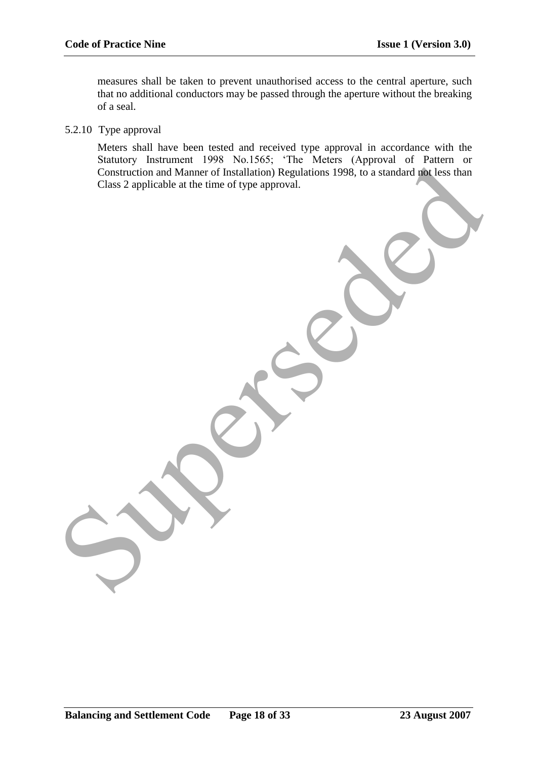measures shall be taken to prevent unauthorised access to the central aperture, such that no additional conductors may be passed through the aperture without the breaking of a seal.

5.2.10 Type approval

Meters shall have been tested and received type approval in accordance with the Statutory Instrument 1998 No.1565; 'The Meters (Approval of Pattern or Construction and Manner of Installation) Regulations 1998, to a standard not less than Class 2 applicable at the time of type approval.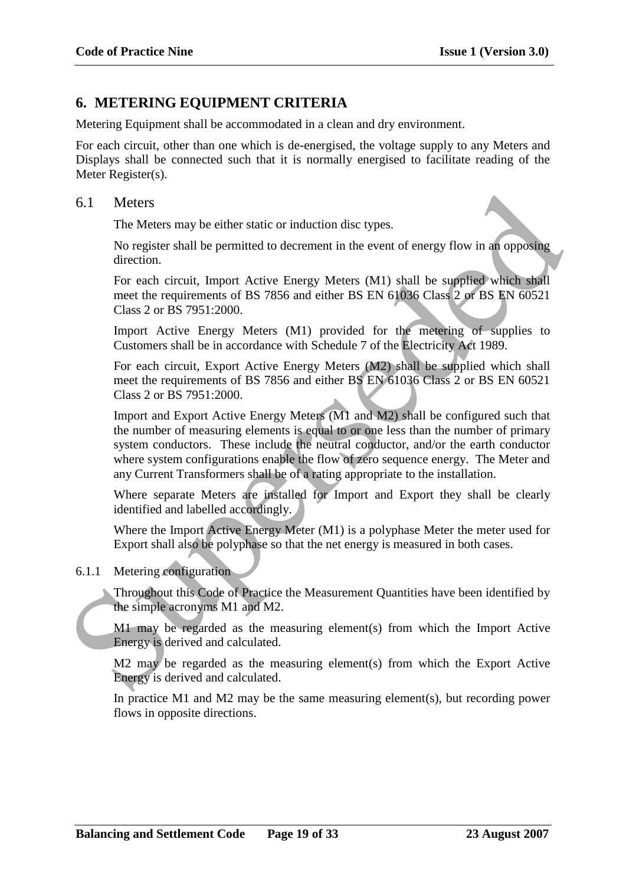## 6. METERING EQUIPMENT CRITERIA

Metering Equipment shall be accommodated in a clean and dry environment.

For each circuit, other than one which is de-energised, the voltage supply to any Meters and Displays shall be connected such that it is normally energised to facilitate reading of the Meter Register(s).

### 6.1 Meters

The Meters may be either static or induction disc types.

No register shall be permitted to decrement in the event of energy flow in an opposing direction.

For each circuit, Import Active Energy Meters (M1) shall be supplied which shall meet the requirements of BS 7856 and either BS EN 61036 Class 2 or BS EN 60521 Class 2 or BS 7951:2000.

Import Active Energy Meters (M1) provided for the metering of supplies to Customers shall be in accordance with Schedule 7 of the Electricity Act 1989.

For each circuit, Export Active Energy Meters (M2) shall be supplied which shall meet the requirements of BS 7856 and either BS EN 61036 Class 2 or BS EN 60521 Class 2 or BS 7951:2000.

Import and Export Active Energy Meters (M1 and M2) shall be configured such that the number of measuring elements is equal to or one less than the number of primary system conductors. These include the neutral conductor, and/or the earth conductor where system configurations enable the flow of zero sequence energy. The Meter and any Current Transformers shall be of a rating appropriate to the installation.

Where separate Meters are installed for Import and Export they shall be clearly identified and labelled accordingly.

Where the Import Active Energy Meter (M1) is a polyphase Meter the meter used for Export shall also be polyphase so that the net energy is measured in both cases.

#### 6.1.1 Metering configuration

Throughout this Code of Practice the Measurement Quantities have been identified by the simple acronyms M1 and M2.

M1 may be regarded as the measuring element(s) from which the Import Active Energy is derived and calculated.

M2 may be regarded as the measuring element(s) from which the Export Active Energy is derived and calculated.

In practice M1 and M2 may be the same measuring element(s), but recording power flows in opposite directions.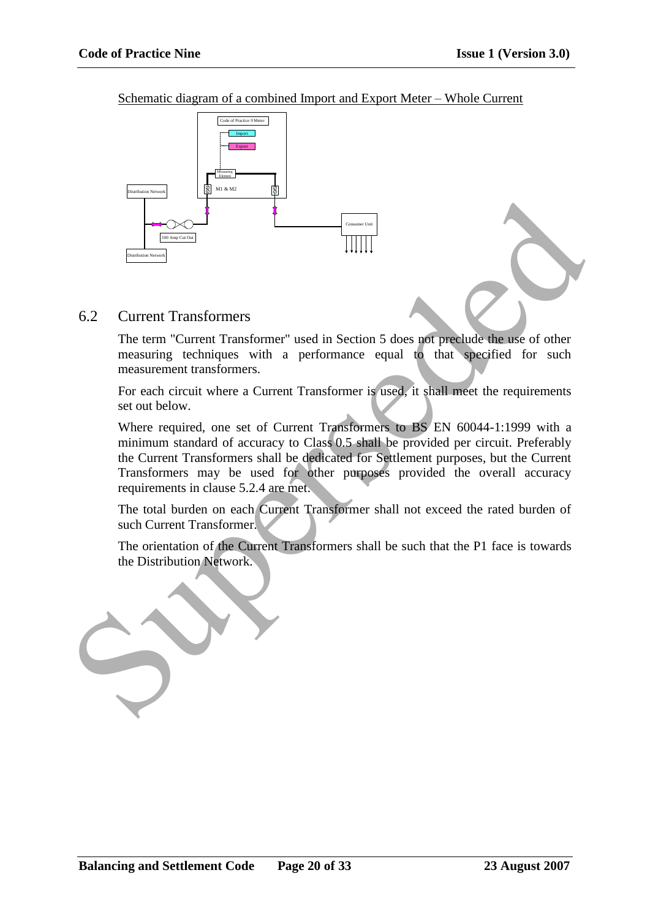Schematic diagram of a combined Import and Export Meter – Whole Current

## 6.2 Current Transformers

The term "Current Transformer" used in Section 5 does not preclude the use of other measuring techniques with a performance equal to that specified for such measurement transformers.

For each circuit where a Current Transformer is used, it shall meet the requirements set out below.

Where required, one set of Current Transformers to BS EN 60044-1:1999 with a minimum standard of accuracy to Class 0.5 shall be provided per circuit. Preferably the Current Transformers shall be dedicated for Settlement purposes, but the Current Transformers may be used for other purposes provided the overall accuracy requirements in clause 5.2.4 are met.

The total burden on each Current Transformer shall not exceed the rated burden of such Current Transformer.

The orientation of the Current Transformers shall be such that the P1 face is towards the Distribution Network.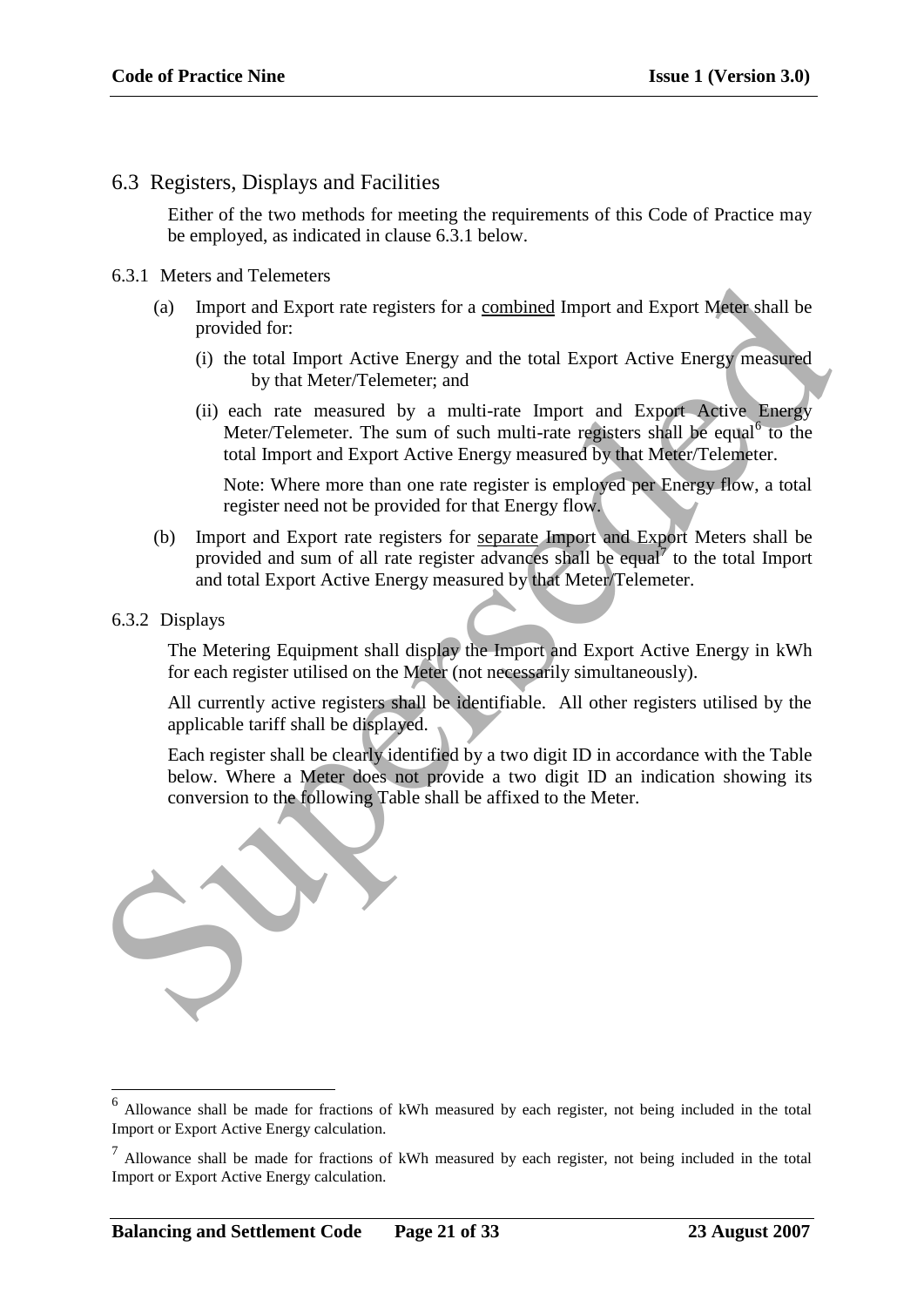## 6.3 Registers, Displays and Facilities

Either of the two methods for meeting the requirements of this Code of Practice may be employed, as indicated in clause 6.3.1 below.

### 6.3.1 Meters and Telemeters

(a) Import and Export rate registers for a combined Import and Export Meter shall be provided for:

   (i) the total Import Active Energy and the total Export Active Energy measured by that Meter/Telemeter; and

   (ii) each rate measured by a multi-rate Import and Export Active Energy Meter/Telemeter. The sum of such multi-rate registers shall be equal[6] to the total Import and Export Active Energy measured by that Meter/Telemeter.

   Note: Where more than one rate register is employed per Energy flow, a total register need not be provided for that Energy flow.

(b) Import and Export rate registers for separate Import and Export Meters shall be provided and sum of all rate register advances shall be equal[7] to the total Import and total Export Active Energy measured by that Meter/Telemeter.

### 6.3.2 Displays

The Metering Equipment shall display the Import and Export Active Energy in kWh for each register utilised on the Meter (not necessarily simultaneously).

All currently active registers shall be identifiable. All other registers utilised by the applicable tariff shall be displayed.

Each register shall be clearly identified by a two digit ID in accordance with the Table below. Where a Meter does not provide a two digit ID an indication showing its conversion to the following Table shall be affixed to the Meter.

---

[6] Allowance shall be made for fractions of kWh measured by each register, not being included in the total Import or Export Active Energy calculation.

[7] Allowance shall be made for fractions of kWh measured by each register, not being included in the total Import or Export Active Energy calculation.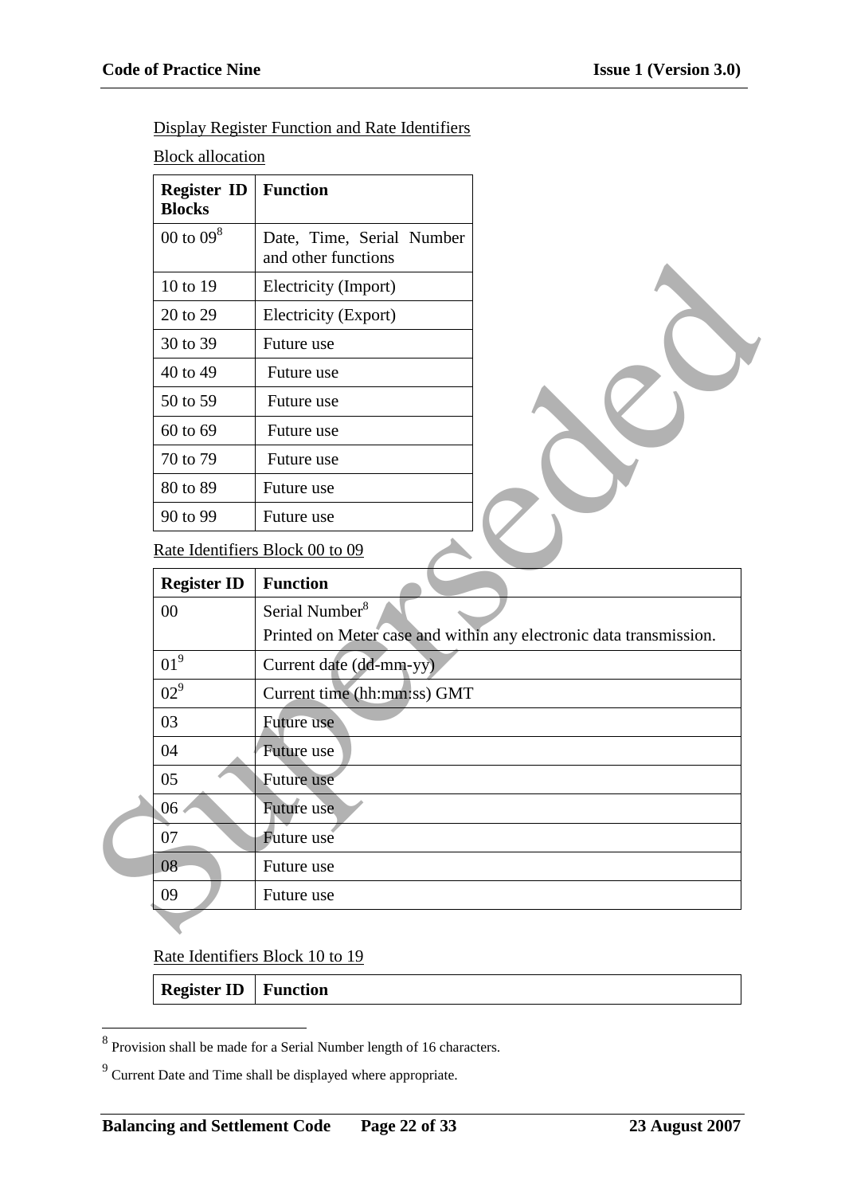Display Register Function and Rate Identifiers

Block allocation

| Register ID Blocks | Function |
|---|---|
| 00 to 09[8] | Date, Time, Serial Number and other functions |
| 10 to 19 | Electricity (Import) |
| 20 to 29 | Electricity (Export) |
| 30 to 39 | Future use |
| 40 to 49 | Future use |
| 50 to 59 | Future use |
| 60 to 69 | Future use |
| 70 to 79 | Future use |
| 80 to 89 | Future use |
| 90 to 99 | Future use |

Rate Identifiers Block 00 to 09

| Register ID | Function |
|---|---|
| 00 | Serial Number[8] Printed on Meter case and within any electronic data transmission. |
| 01[9] | Current date (dd-mm-yy) |
| 02[9] | Current time (hh:mm:ss) GMT |
| 03 | Future use |
| 04 | Future use |
| 05 | Future use |
| 06 | Future use |
| 07 | Future use |
| 08 | Future use |
| 09 | Future use |

Rate Identifiers Block 10 to 19

| Register ID | Function |
|---|---|

[8] Provision shall be made for a Serial Number length of 16 characters.

[9] Current Date and Time shall be displayed where appropriate.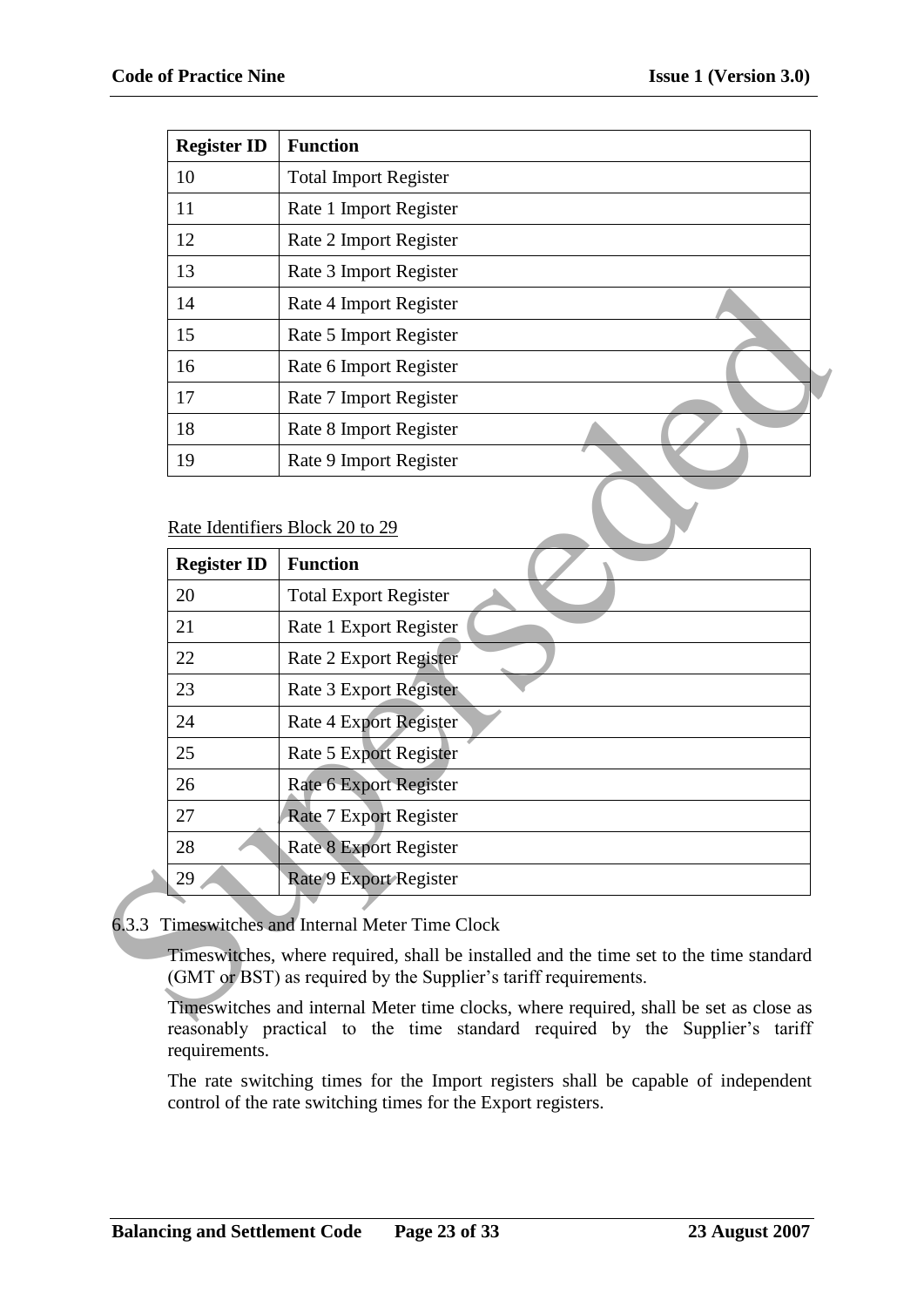| Register ID | Function |
| --- | --- |
| 10 | Total Import Register |
| 11 | Rate 1 Import Register |
| 12 | Rate 2 Import Register |
| 13 | Rate 3 Import Register |
| 14 | Rate 4 Import Register |
| 15 | Rate 5 Import Register |
| 16 | Rate 6 Import Register |
| 17 | Rate 7 Import Register |
| 18 | Rate 8 Import Register |
| 19 | Rate 9 Import Register |

Rate Identifiers Block 20 to 29

| Register ID | Function |
| --- | --- |
| 20 | Total Export Register |
| 21 | Rate 1 Export Register |
| 22 | Rate 2 Export Register |
| 23 | Rate 3 Export Register |
| 24 | Rate 4 Export Register |
| 25 | Rate 5 Export Register |
| 26 | Rate 6 Export Register |
| 27 | Rate 7 Export Register |
| 28 | Rate 8 Export Register |
| 29 | Rate 9 Export Register |

6.3.3 Timeswitches and Internal Meter Time Clock

Timeswitches, where required, shall be installed and the time set to the time standard (GMT or BST) as required by the Supplier's tariff requirements.

Timeswitches and internal Meter time clocks, where required, shall be set as close as reasonably practical to the time standard required by the Supplier's tariff requirements.

The rate switching times for the Import registers shall be capable of independent control of the rate switching times for the Export registers.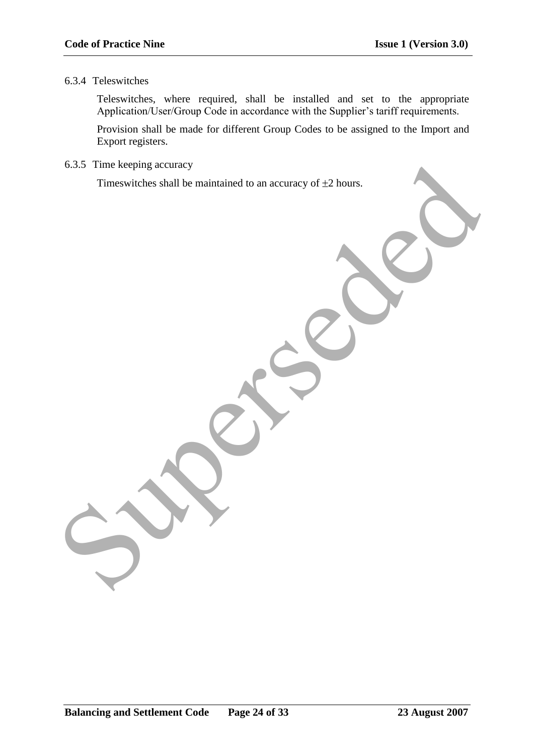#### 6.3.4 Teleswitches

Teleswitches, where required, shall be installed and set to the appropriate Application/User/Group Code in accordance with the Supplier's tariff requirements.

Provision shall be made for different Group Codes to be assigned to the Import and Export registers.

#### 6.3.5 Time keeping accuracy

Timeswitches shall be maintained to an accuracy of $\pm 2$ hours.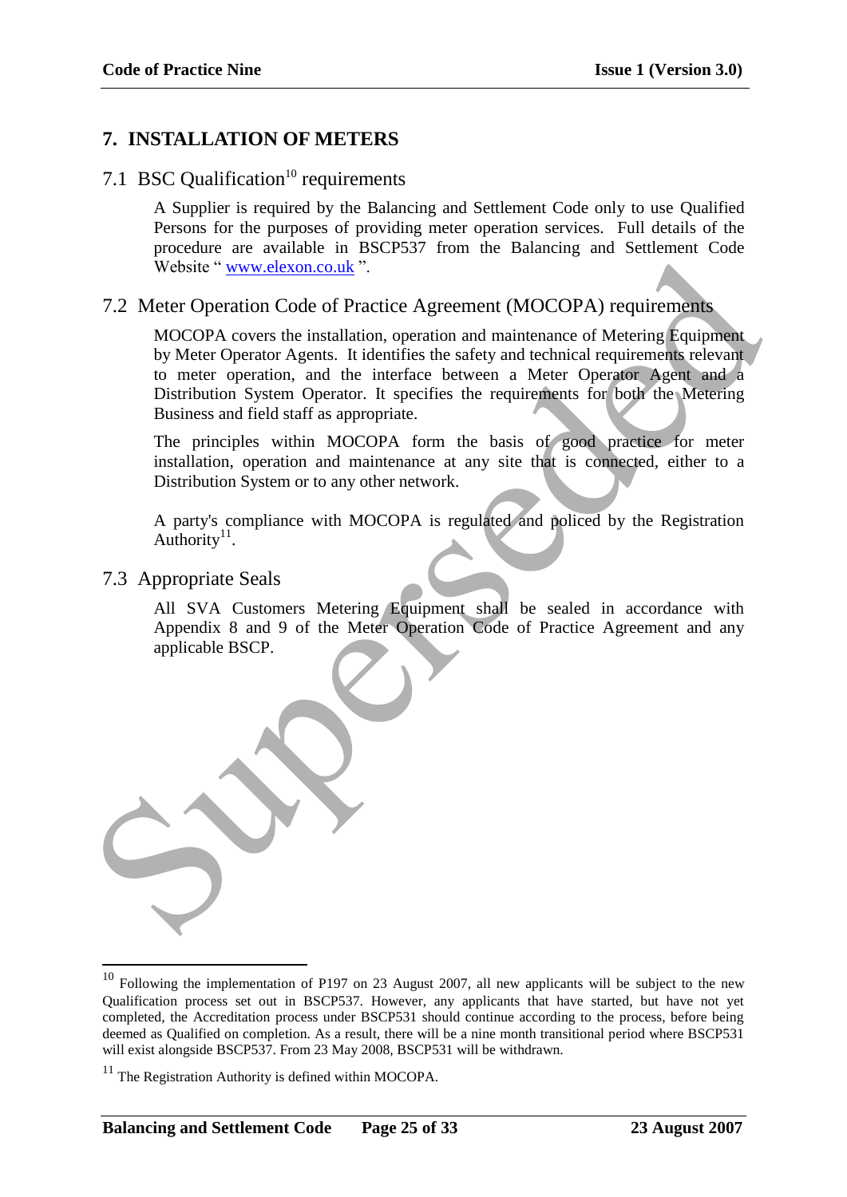# 7. INSTALLATION OF METERS

## 7.1 BSC Qualification[10] requirements

A Supplier is required by the Balancing and Settlement Code only to use Qualified Persons for the purposes of providing meter operation services. Full details of the procedure are available in BSCP537 from the Balancing and Settlement Code Website " www.elexon.co.uk ".

## 7.2 Meter Operation Code of Practice Agreement (MOCOPA) requirements

MOCOPA covers the installation, operation and maintenance of Metering Equipment by Meter Operator Agents. It identifies the safety and technical requirements relevant to meter operation, and the interface between a Meter Operator Agent and a Distribution System Operator. It specifies the requirements for both the Metering Business and field staff as appropriate.

The principles within MOCOPA form the basis of good practice for meter installation, operation and maintenance at any site that is connected, either to a Distribution System or to any other network.

A party's compliance with MOCOPA is regulated and policed by the Registration Authority[11].

## 7.3 Appropriate Seals

All SVA Customers Metering Equipment shall be sealed in accordance with Appendix 8 and 9 of the Meter Operation Code of Practice Agreement and any applicable BSCP.

---

[10] Following the implementation of P197 on 23 August 2007, all new applicants will be subject to the new Qualification process set out in BSCP537. However, any applicants that have started, but have not yet completed, the Accreditation process under BSCP531 should continue according to the process, before being deemed as Qualified on completion. As a result, there will be a nine month transitional period where BSCP531 will exist alongside BSCP537. From 23 May 2008, BSCP531 will be withdrawn.

[11] The Registration Authority is defined within MOCOPA.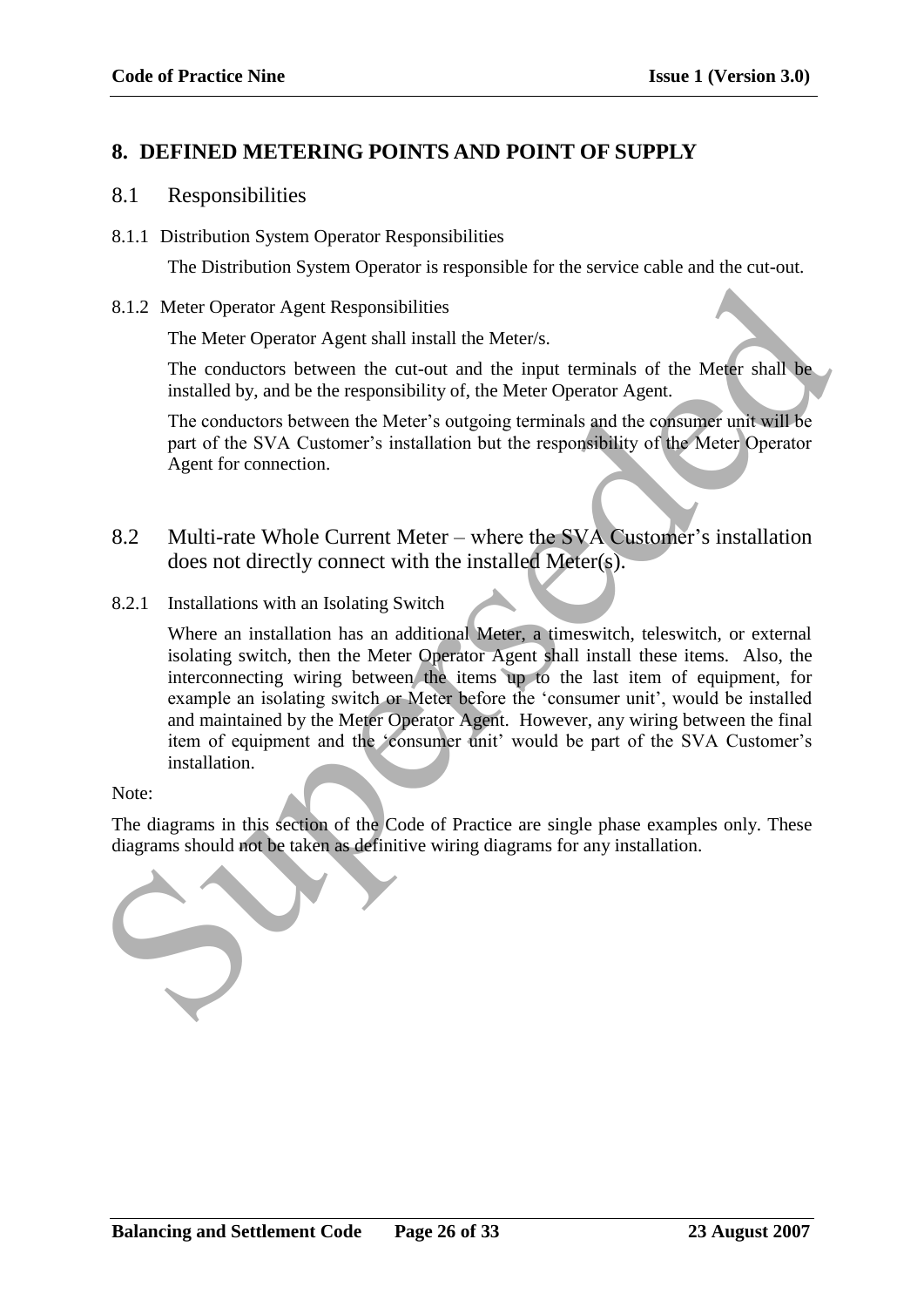## 8. DEFINED METERING POINTS AND POINT OF SUPPLY

### 8.1 Responsibilities

8.1.1 Distribution System Operator Responsibilities

The Distribution System Operator is responsible for the service cable and the cut-out.

8.1.2 Meter Operator Agent Responsibilities

The Meter Operator Agent shall install the Meter/s.

The conductors between the cut-out and the input terminals of the Meter shall be installed by, and be the responsibility of, the Meter Operator Agent.

The conductors between the Meter's outgoing terminals and the consumer unit will be part of the SVA Customer's installation but the responsibility of the Meter Operator Agent for connection.

### 8.2 Multi-rate Whole Current Meter – where the SVA Customer's installation does not directly connect with the installed Meter(s).

8.2.1 Installations with an Isolating Switch

Where an installation has an additional Meter, a timeswitch, teleswitch, or external isolating switch, then the Meter Operator Agent shall install these items. Also, the interconnecting wiring between the items up to the last item of equipment, for example an isolating switch or Meter before the 'consumer unit', would be installed and maintained by the Meter Operator Agent. However, any wiring between the final item of equipment and the 'consumer unit' would be part of the SVA Customer's installation.

Note:

The diagrams in this section of the Code of Practice are single phase examples only. These diagrams should not be taken as definitive wiring diagrams for any installation.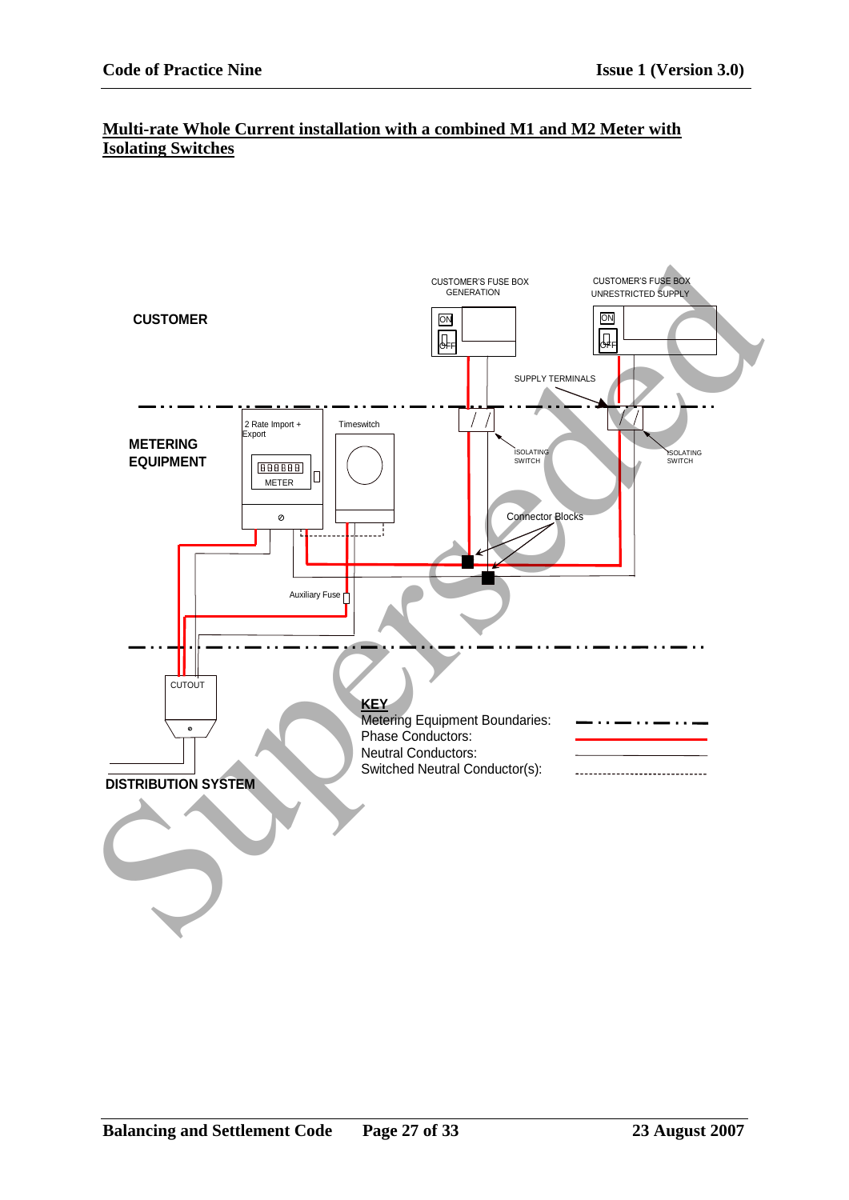## Multi-rate Whole Current installation with a combined M1 and M2 Meter with Isolating Switches

CUSTOMER

CUSTOMER'S FUSE BOX GENERATION

CUSTOMER'S FUSE BOX UNRESTRICTED SUPPLY

ON

OFF

SUPPLY TERMINALS

METERING EQUIPMENT

2 Rate Import + Export

METER

Timeswitch

ISOLATING SWITCH

ISOLATING SWITCH

Connector Blocks

Auxiliary Fuse

CUTOUT

DISTRIBUTION SYSTEM

**KEY**

Metering Equipment Boundaries:

Phase Conductors:

Neutral Conductors:

Switched Neutral Conductor(s):

Superseded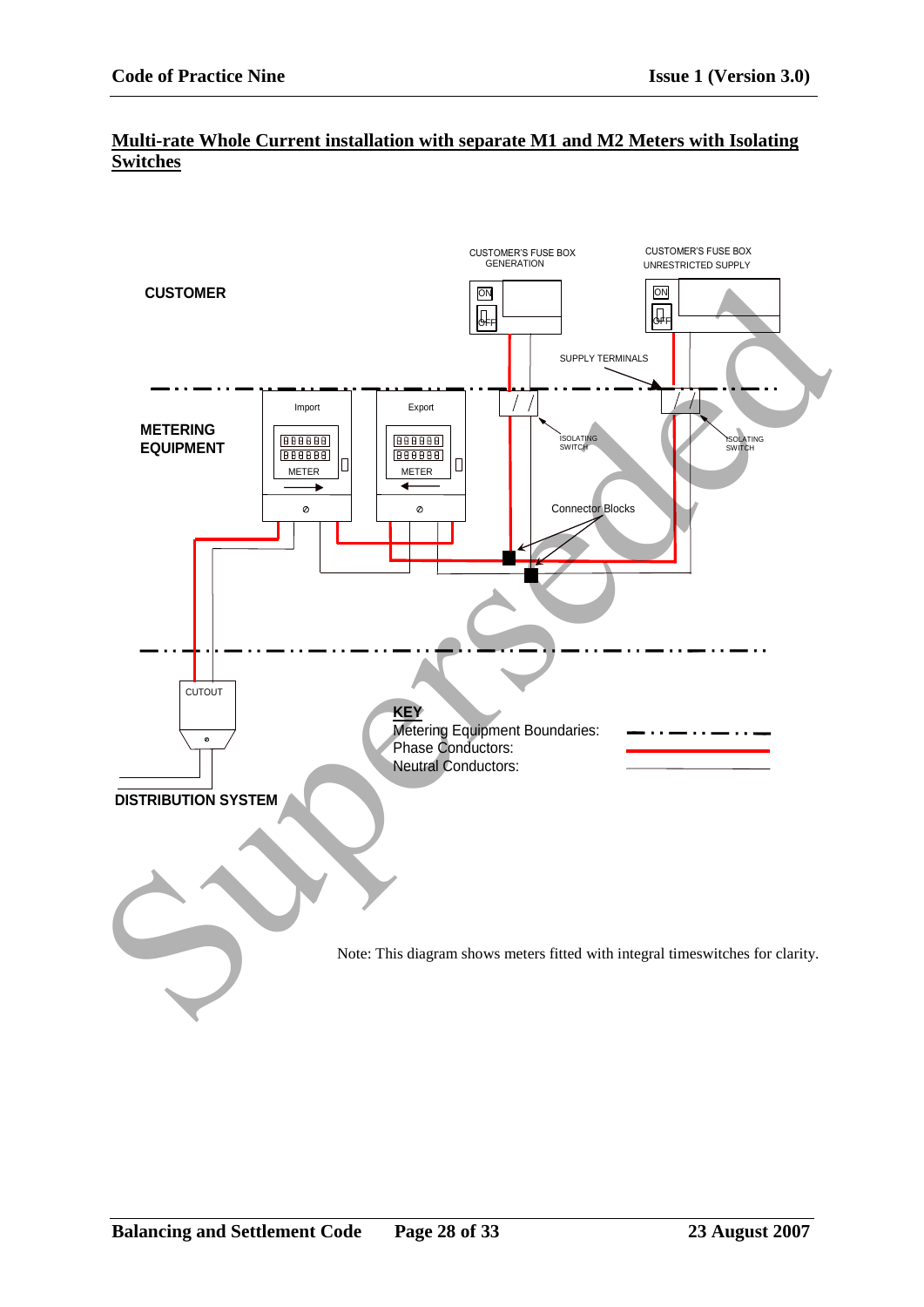## Multi-rate Whole Current installation with separate M1 and M2 Meters with Isolating Switches

CUSTOMER'S FUSE BOX GENERATION

CUSTOMER'S FUSE BOX UNRESTRICTED SUPPLY

CUSTOMER

ON

OFF

SUPPLY TERMINALS

METERING EQUIPMENT

Import

Export

METER

ISOLATING SWITCH

Connector Blocks

CUTOUT

DISTRIBUTION SYSTEM

**KEY**

Metering Equipment Boundaries:

Phase Conductors:

Neutral Conductors:

Superseded

Note: This diagram shows meters fitted with integral timeswitches for clarity.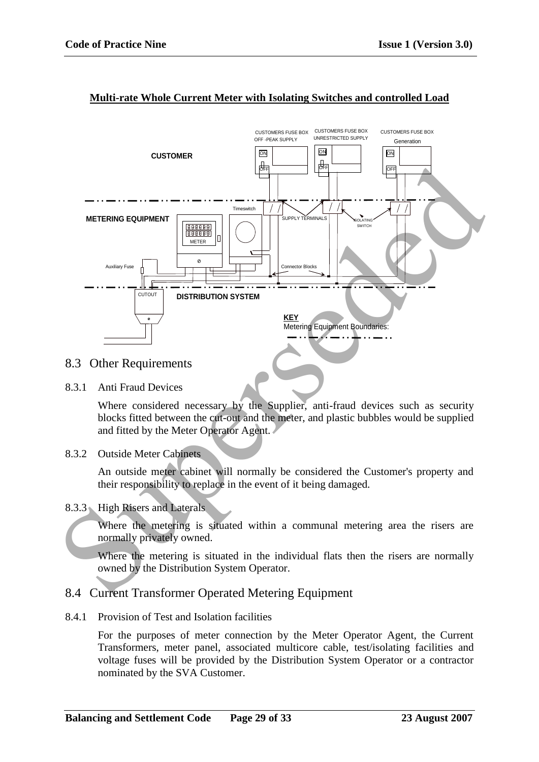**Multi-rate Whole Current Meter with Isolating Switches and controlled Load**

## 8.3 Other Requirements

### 8.3.1 Anti Fraud Devices

Where considered necessary by the Supplier, anti-fraud devices such as security blocks fitted between the cut-out and the meter, and plastic bubbles would be supplied and fitted by the Meter Operator Agent.

### 8.3.2 Outside Meter Cabinets

An outside meter cabinet will normally be considered the Customer's property and their responsibility to replace in the event of it being damaged.

### 8.3.3 High Risers and Laterals

Where the metering is situated within a communal metering area the risers are normally privately owned.

Where the metering is situated in the individual flats then the risers are normally owned by the Distribution System Operator.

## 8.4 Current Transformer Operated Metering Equipment

### 8.4.1 Provision of Test and Isolation facilities

For the purposes of meter connection by the Meter Operator Agent, the Current Transformers, meter panel, associated multicore cable, test/isolating facilities and voltage fuses will be provided by the Distribution System Operator or a contractor nominated by the SVA Customer.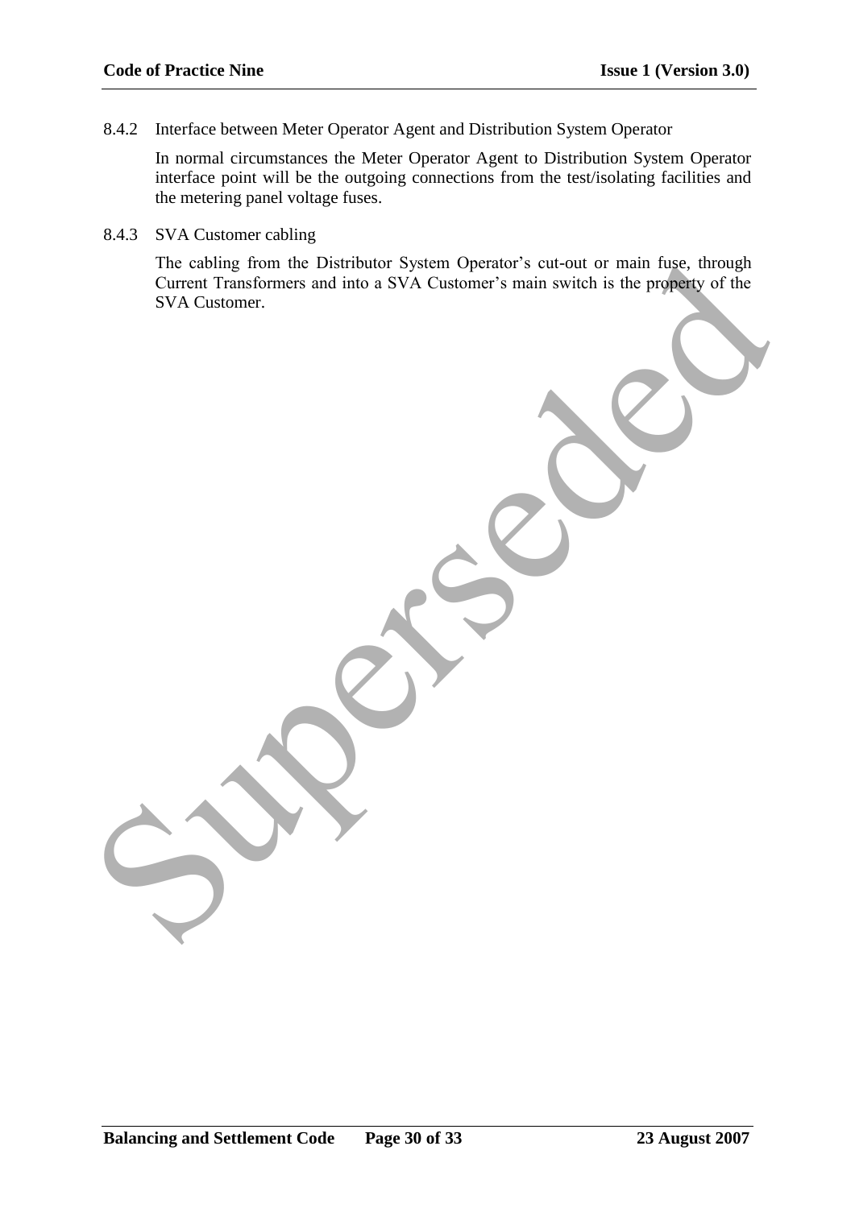8.4.2 Interface between Meter Operator Agent and Distribution System Operator

In normal circumstances the Meter Operator Agent to Distribution System Operator interface point will be the outgoing connections from the test/isolating facilities and the metering panel voltage fuses.

8.4.3 SVA Customer cabling

The cabling from the Distributor System Operator's cut-out or main fuse, through Current Transformers and into a SVA Customer's main switch is the property of the SVA Customer.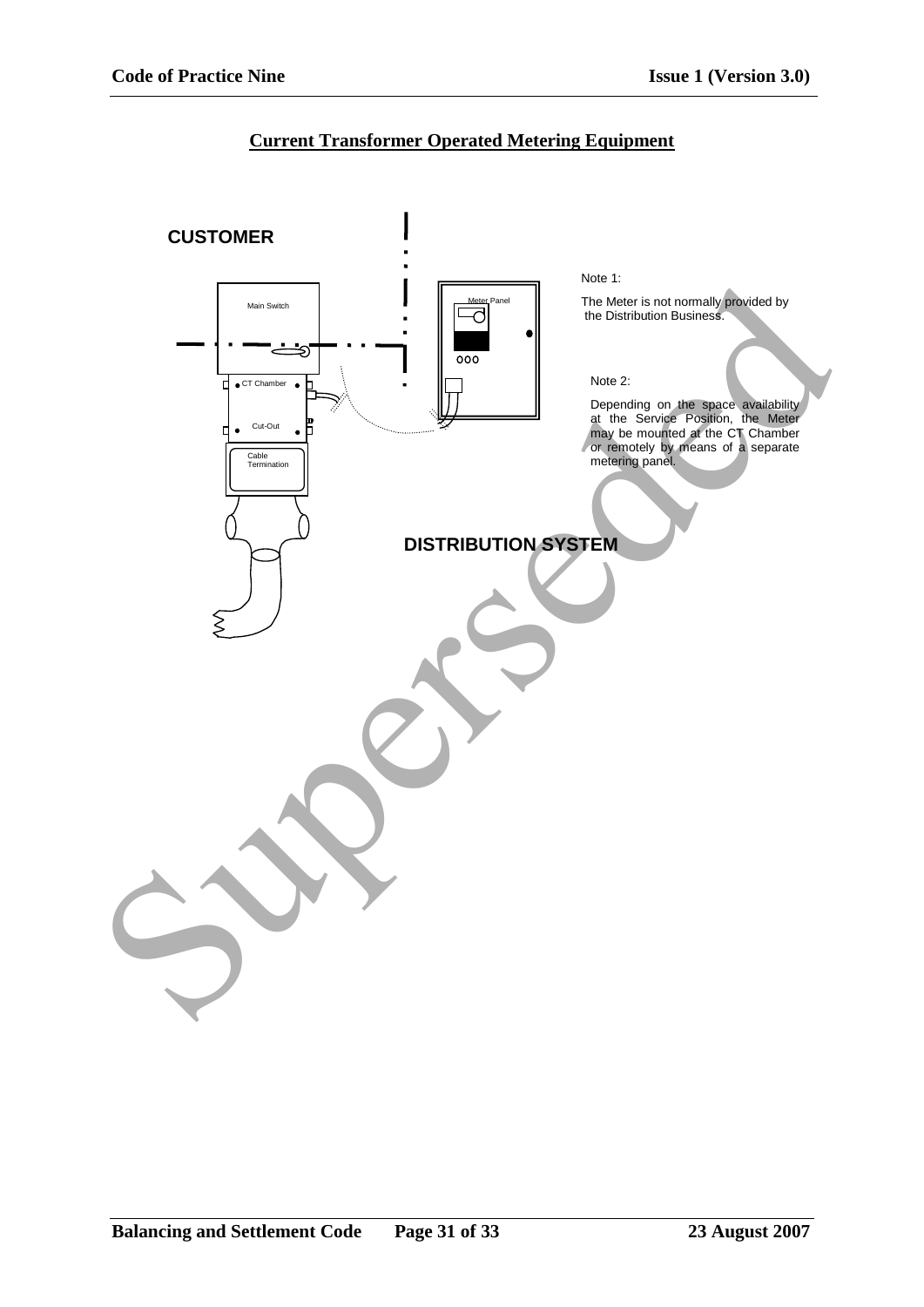## Current Transformer Operated Metering Equipment

CUSTOMER

Main Switch

CT Chamber

Cut-Out

Cable Termination

Meter Panel

DISTRIBUTION SYSTEM

Note 1:

The Meter is not normally provided by the Distribution Business.

Note 2:

Depending on the space availability at the Service Position, the Meter may be mounted at the CT Chamber or remotely by means of a separate metering panel.

Superseded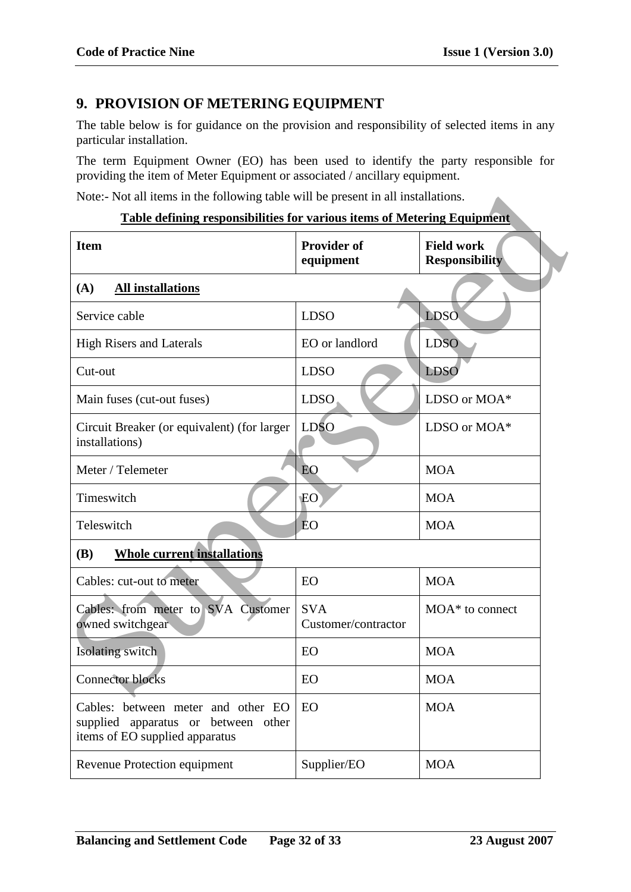## 9. PROVISION OF METERING EQUIPMENT

The table below is for guidance on the provision and responsibility of selected items in any particular installation.

The term Equipment Owner (EO) has been used to identify the party responsible for providing the item of Meter Equipment or associated / ancillary equipment.

Note:- Not all items in the following table will be present in all installations.

**Table defining responsibilities for various items of Metering Equipment**

| Item | Provider of equipment | Field work Responsibility |
|---|---|---|
| **(A) All installations** | | |
| Service cable | LDSO | LDSO |
| High Risers and Laterals | EO or landlord | LDSO |
| Cut-out | LDSO | LDSO |
| Main fuses (cut-out fuses) | LDSO | LDSO or MOA* |
| Circuit Breaker (or equivalent) (for larger installations) | LDSO | LDSO or MOA* |
| Meter / Telemeter | EO | MOA |
| Timeswitch | EO | MOA |
| Teleswitch | EO | MOA |
| **(B) Whole current installations** | | |
| Cables: cut-out to meter | EO | MOA |
| Cables: from meter to SVA Customer owned switchgear | SVA Customer/contractor | MOA* to connect |
| Isolating switch | EO | MOA |
| Connector blocks | EO | MOA |
| Cables: between meter and other EO supplied apparatus or between other items of EO supplied apparatus | EO | MOA |
| Revenue Protection equipment | Supplier/EO | MOA |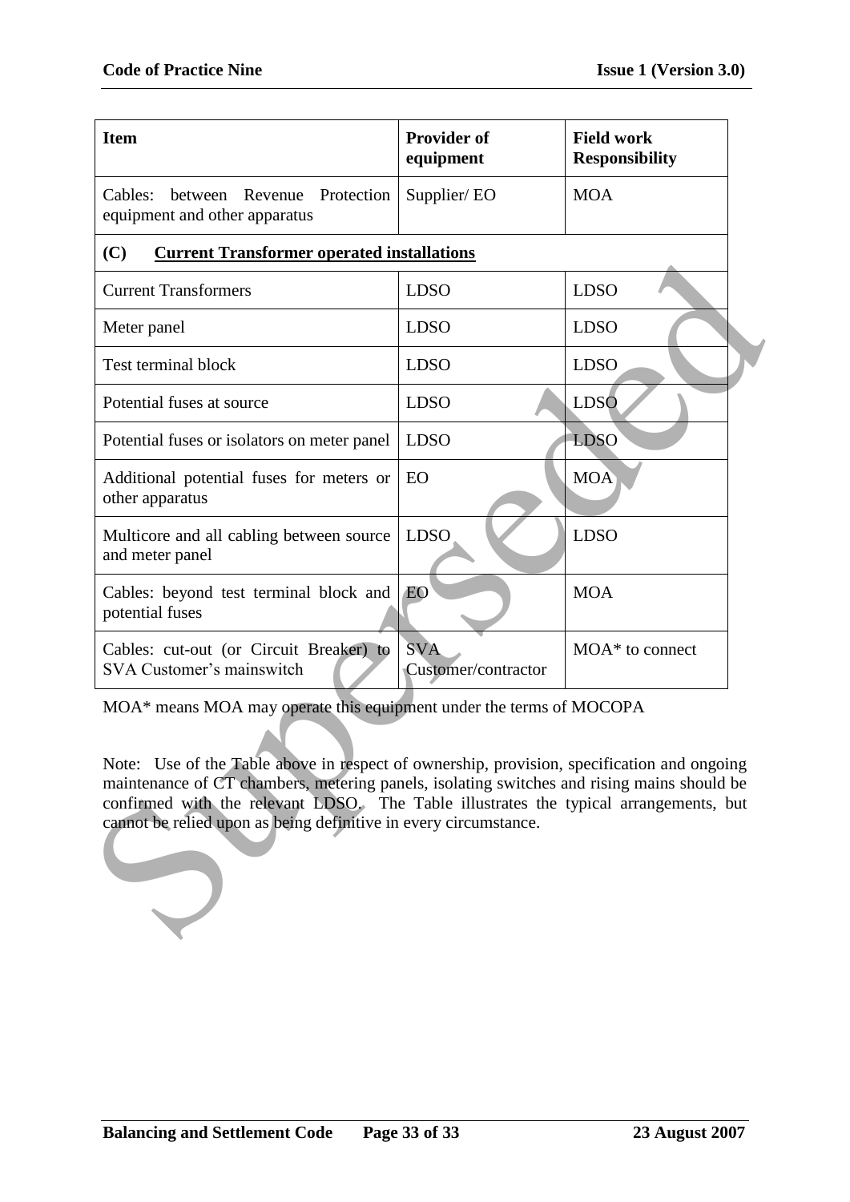| Item | Provider of equipment | Field work Responsibility |
|---|---|---|
| Cables: between Revenue Protection equipment and other apparatus | Supplier/ EO | MOA |
| **(C) Current Transformer operated installations** | | |
| Current Transformers | LDSO | LDSO |
| Meter panel | LDSO | LDSO |
| Test terminal block | LDSO | LDSO |
| Potential fuses at source | LDSO | LDSO |
| Potential fuses or isolators on meter panel | LDSO | LDSO |
| Additional potential fuses for meters or other apparatus | EO | MOA |
| Multicore and all cabling between source and meter panel | LDSO | LDSO |
| Cables: beyond test terminal block and potential fuses | EO | MOA |
| Cables: cut-out (or Circuit Breaker) to SVA Customer's mainswitch | SVA Customer/contractor | MOA* to connect |

MOA* means MOA may operate this equipment under the terms of MOCOPA

Note: Use of the Table above in respect of ownership, provision, specification and ongoing maintenance of CT chambers, metering panels, isolating switches and rising mains should be confirmed with the relevant LDSO. The Table illustrates the typical arrangements, but cannot be relied upon as being definitive in every circumstance.